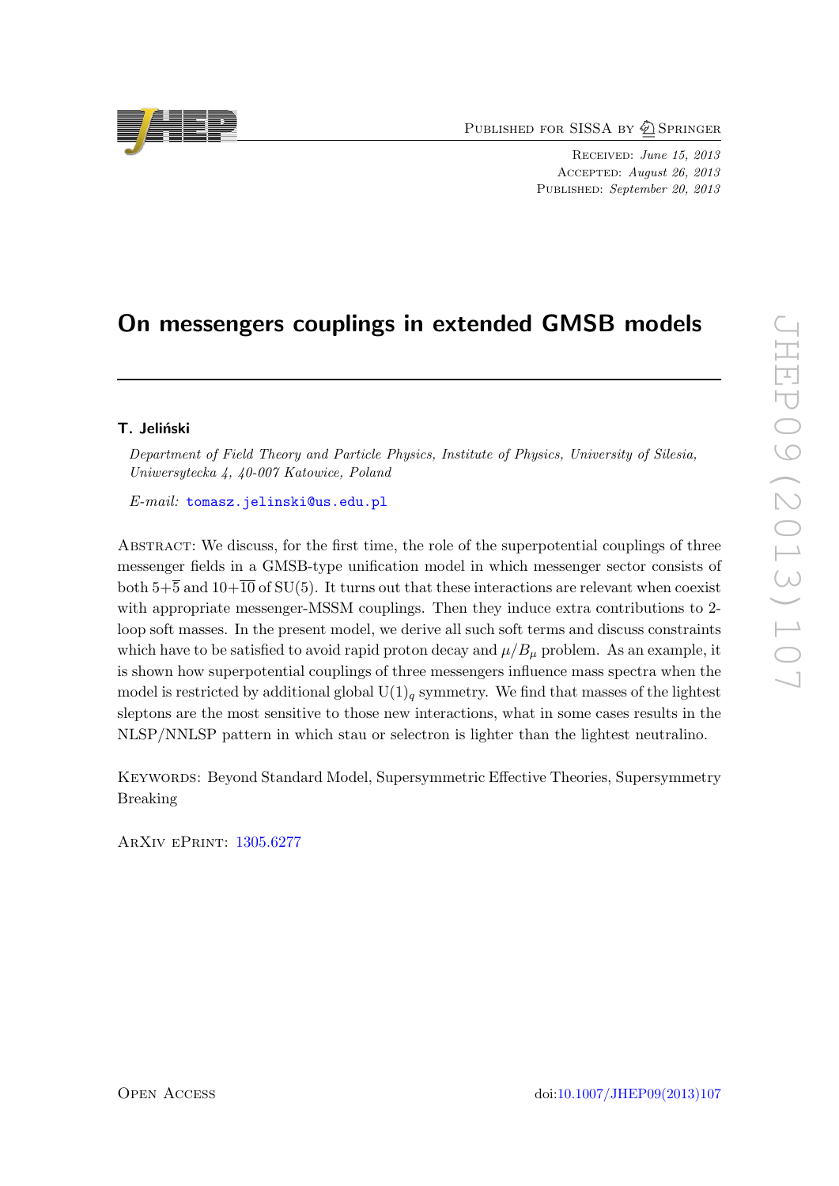# On messengers couplings in extended GMSB models

**T. Jeliński**

*Department of Field Theory and Particle Physics, Institute of Physics, University of Silesia, Uniwersytecka 4, 40-007 Katowice, Poland*

*E-mail:* tomasz.jelinski@us.edu.pl

Abstract: We discuss, for the first time, the role of the superpotential couplings of three messenger fields in a GMSB-type unification model in which messenger sector consists of both $5+\overline{5}$ and $10+\overline{10}$ of SU(5). It turns out that these interactions are relevant when coexist with appropriate messenger-MSSM couplings. Then they induce extra contributions to 2-loop soft masses. In the present model, we derive all such soft terms and discuss constraints which have to be satisfied to avoid rapid proton decay and $\mu/B_\mu$ problem. As an example, it is shown how superpotential couplings of three messengers influence mass spectra when the model is restricted by additional global $\mathrm{U}(1)_q$ symmetry. We find that masses of the lightest sleptons are the most sensitive to those new interactions, what in some cases results in the NLSP/NNLSP pattern in which stau or selectron is lighter than the lightest neutralino.

Keywords: Beyond Standard Model, Supersymmetric Effective Theories, Supersymmetry Breaking

ArXiv ePrint: 1305.6277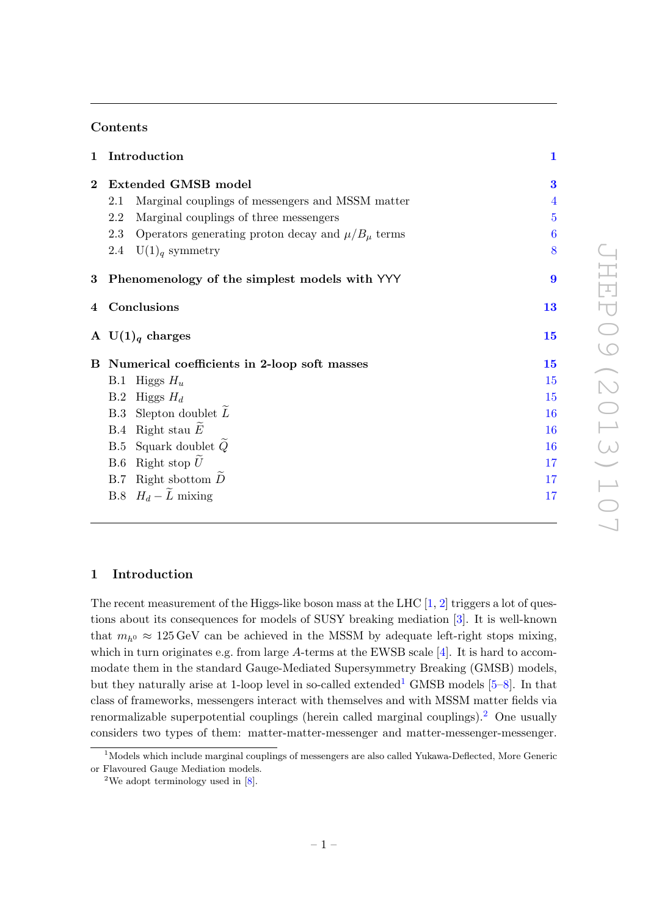## Contents

| | | |
|---|---|---|
| **1** | **Introduction** | **1** |
| **2** | **Extended GMSB model** | **3** |
| 2.1 | Marginal couplings of messengers and MSSM matter | 4 |
| 2.2 | Marginal couplings of three messengers | 5 |
| 2.3 | Operators generating proton decay and $\mu/B_\mu$ terms | 6 |
| 2.4 | $\mathrm{U}(1)_q$ symmetry | 8 |
| **3** | **Phenomenology of the simplest models with YYY** | **9** |
| **4** | **Conclusions** | **13** |
| **A** | **$\mathbf{U(1)_q}$ charges** | **15** |
| **B** | **Numerical coefficients in 2-loop soft masses** | **15** |
| B.1 | Higgs $H_u$ | 15 |
| B.2 | Higgs $H_d$ | 15 |
| B.3 | Slepton doublet $\widetilde{L}$ | 16 |
| B.4 | Right stau $\widetilde{E}$ | 16 |
| B.5 | Squark doublet $\widetilde{Q}$ | 16 |
| B.6 | Right stop $\widetilde{U}$ | 17 |
| B.7 | Right sbottom $\widetilde{D}$ | 17 |
| B.8 | $H_d - \widetilde{L}$ mixing | 17 |

## 1 Introduction

The recent measurement of the Higgs-like boson mass at the LHC [1, 2] triggers a lot of questions about its consequences for models of SUSY breaking mediation [3]. It is well-known that $m_{h^0} \approx 125\,\mathrm{GeV}$ can be achieved in the MSSM by adequate left-right stops mixing, which in turn originates e.g. from large $A$-terms at the EWSB scale [4]. It is hard to accommodate them in the standard Gauge-Mediated Supersymmetry Breaking (GMSB) models, but they naturally arise at 1-loop level in so-called extended[1] GMSB models [5–8]. In that class of frameworks, messengers interact with themselves and with MSSM matter fields via renormalizable superpotential couplings (herein called marginal couplings).[2] One usually considers two types of them: matter-matter-messenger and matter-messenger-messenger.

[1] Models which include marginal couplings of messengers are also called Yukawa-Deflected, More Generic or Flavoured Gauge Mediation models.

[2] We adopt terminology used in [8].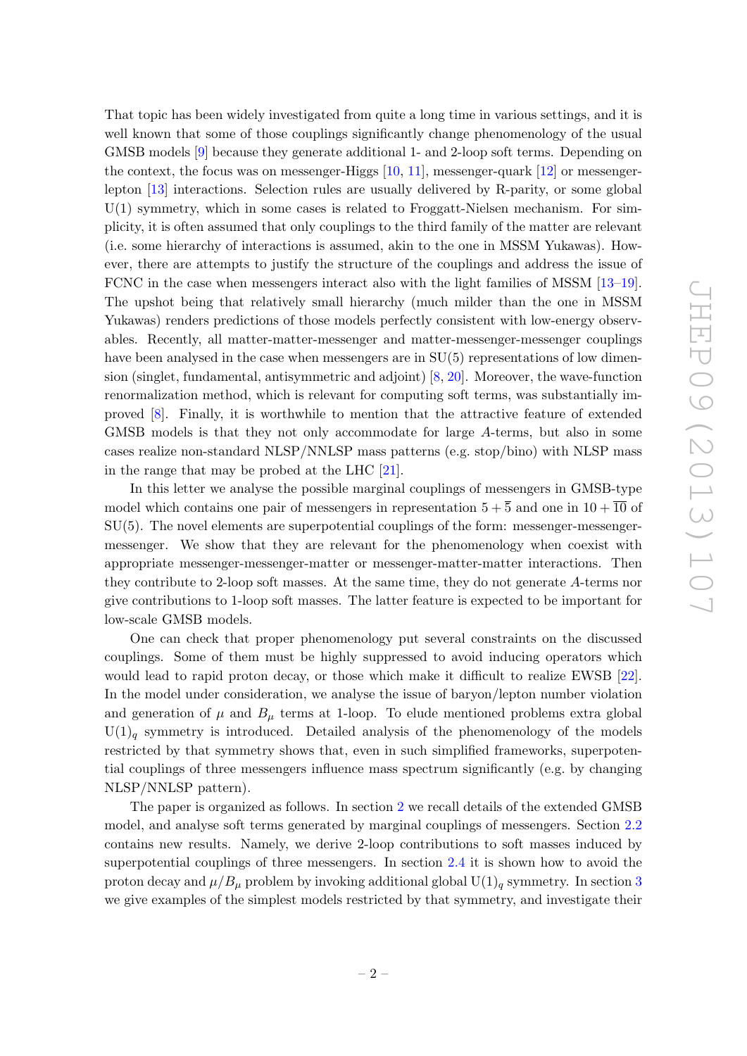That topic has been widely investigated from quite a long time in various settings, and it is well known that some of those couplings significantly change phenomenology of the usual GMSB models [9] because they generate additional 1- and 2-loop soft terms. Depending on the context, the focus was on messenger-Higgs [10, 11], messenger-quark [12] or messenger-lepton [13] interactions. Selection rules are usually delivered by R-parity, or some global U(1) symmetry, which in some cases is related to Froggatt-Nielsen mechanism. For simplicity, it is often assumed that only couplings to the third family of the matter are relevant (i.e. some hierarchy of interactions is assumed, akin to the one in MSSM Yukawas). However, there are attempts to justify the structure of the couplings and address the issue of FCNC in the case when messengers interact also with the light families of MSSM [13–19]. The upshot being that relatively small hierarchy (much milder than the one in MSSM Yukawas) renders predictions of those models perfectly consistent with low-energy observables. Recently, all matter-matter-messenger and matter-messenger-messenger couplings have been analysed in the case when messengers are in SU(5) representations of low dimension (singlet, fundamental, antisymmetric and adjoint) [8, 20]. Moreover, the wave-function renormalization method, which is relevant for computing soft terms, was substantially improved [8]. Finally, it is worthwhile to mention that the attractive feature of extended GMSB models is that they not only accommodate for large $A$-terms, but also in some cases realize non-standard NLSP/NNLSP mass patterns (e.g. stop/bino) with NLSP mass in the range that may be probed at the LHC [21].

In this letter we analyse the possible marginal couplings of messengers in GMSB-type model which contains one pair of messengers in representation $5 + \overline{5}$ and one in $10 + \overline{10}$ of SU(5). The novel elements are superpotential couplings of the form: messenger-messenger-messenger. We show that they are relevant for the phenomenology when coexist with appropriate messenger-messenger-matter or messenger-matter-matter interactions. Then they contribute to 2-loop soft masses. At the same time, they do not generate $A$-terms nor give contributions to 1-loop soft masses. The latter feature is expected to be important for low-scale GMSB models.

One can check that proper phenomenology put several constraints on the discussed couplings. Some of them must be highly suppressed to avoid inducing operators which would lead to rapid proton decay, or those which make it difficult to realize EWSB [22]. In the model under consideration, we analyse the issue of baryon/lepton number violation and generation of $\mu$ and $B_\mu$ terms at 1-loop. To elude mentioned problems extra global $\mathrm{U}(1)_q$ symmetry is introduced. Detailed analysis of the phenomenology of the models restricted by that symmetry shows that, even in such simplified frameworks, superpotential couplings of three messengers influence mass spectrum significantly (e.g. by changing NLSP/NNLSP pattern).

The paper is organized as follows. In section 2 we recall details of the extended GMSB model, and analyse soft terms generated by marginal couplings of messengers. Section 2.2 contains new results. Namely, we derive 2-loop contributions to soft masses induced by superpotential couplings of three messengers. In section 2.4 it is shown how to avoid the proton decay and $\mu/B_\mu$ problem by invoking additional global $\mathrm{U}(1)_q$ symmetry. In section 3 we give examples of the simplest models restricted by that symmetry, and investigate their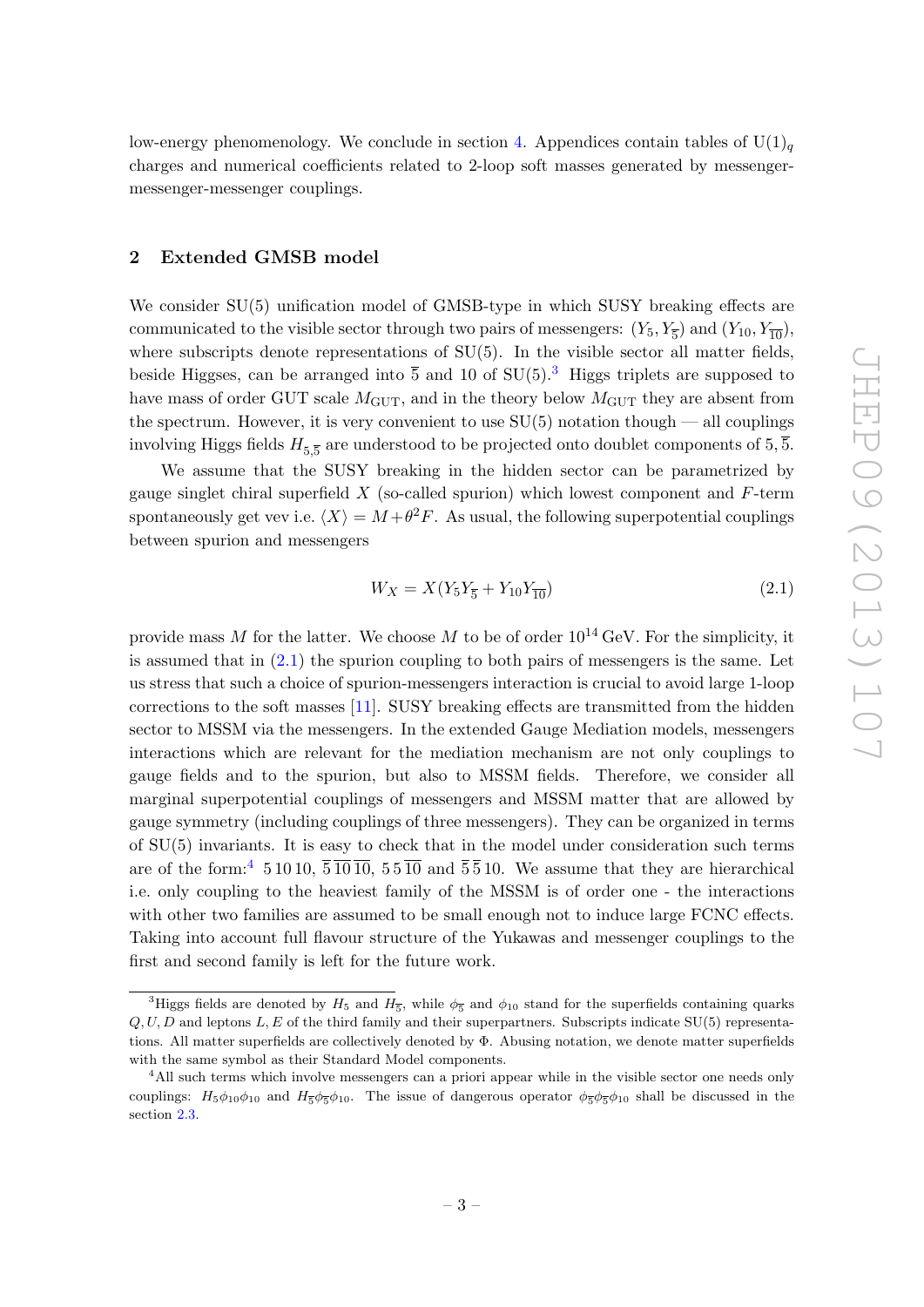low-energy phenomenology. We conclude in section 4. Appendices contain tables of $\mathrm{U}(1)_q$ charges and numerical coefficients related to 2-loop soft masses generated by messenger-messenger-messenger couplings.

## 2 Extended GMSB model

We consider SU(5) unification model of GMSB-type in which SUSY breaking effects are communicated to the visible sector through two pairs of messengers: $(Y_5, Y_{\overline{5}})$ and $(Y_{10}, Y_{\overline{10}})$, where subscripts denote representations of SU(5). In the visible sector all matter fields, beside Higgses, can be arranged into $\overline{5}$ and 10 of SU(5).[3] Higgs triplets are supposed to have mass of order GUT scale $M_{\mathrm{GUT}}$, and in the theory below $M_{\mathrm{GUT}}$ they are absent from the spectrum. However, it is very convenient to use SU(5) notation though — all couplings involving Higgs fields $H_{5,\overline{5}}$ are understood to be projected onto doublet components of $5, \overline{5}$.

We assume that the SUSY breaking in the hidden sector can be parametrized by gauge singlet chiral superfield $X$ (so-called spurion) which lowest component and $F$-term spontaneously get vev i.e. $\langle X \rangle = M + \theta^2 F$. As usual, the following superpotential couplings between spurion and messengers

$$W_X = X(Y_5 Y_{\overline{5}} + Y_{10} Y_{\overline{10}}) \tag{2.1}$$

provide mass $M$ for the latter. We choose $M$ to be of order $10^{14}$ GeV. For the simplicity, it is assumed that in (2.1) the spurion coupling to both pairs of messengers is the same. Let us stress that such a choice of spurion-messengers interaction is crucial to avoid large 1-loop corrections to the soft masses [11]. SUSY breaking effects are transmitted from the hidden sector to MSSM via the messengers. In the extended Gauge Mediation models, messengers interactions which are relevant for the mediation mechanism are not only couplings to gauge fields and to the spurion, but also to MSSM fields. Therefore, we consider all marginal superpotential couplings of messengers and MSSM matter that are allowed by gauge symmetry (including couplings of three messengers). They can be organized in terms of SU(5) invariants. It is easy to check that in the model under consideration such terms are of the form:[4] $5\,10\,10$, $\overline{5}\,\overline{10}\,\overline{10}$, $5\,5\,\overline{10}$ and $\overline{5}\,\overline{5}\,10$. We assume that they are hierarchical i.e. only coupling to the heaviest family of the MSSM is of order one - the interactions with other two families are assumed to be small enough not to induce large FCNC effects. Taking into account full flavour structure of the Yukawas and messenger couplings to the first and second family is left for the future work.

[3] Higgs fields are denoted by $H_5$ and $H_{\overline{5}}$, while $\phi_{\overline{5}}$ and $\phi_{10}$ stand for the superfields containing quarks $Q, U, D$ and leptons $L, E$ of the third family and their superpartners. Subscripts indicate SU(5) representations. All matter superfields are collectively denoted by $\Phi$. Abusing notation, we denote matter superfields with the same symbol as their Standard Model components.

[4] All such terms which involve messengers can a priori appear while in the visible sector one needs only couplings: $H_5 \phi_{10} \phi_{10}$ and $H_{\overline{5}} \phi_{\overline{5}} \phi_{10}$. The issue of dangerous operator $\phi_{\overline{5}} \phi_{\overline{5}} \phi_{10}$ shall be discussed in the section 2.3.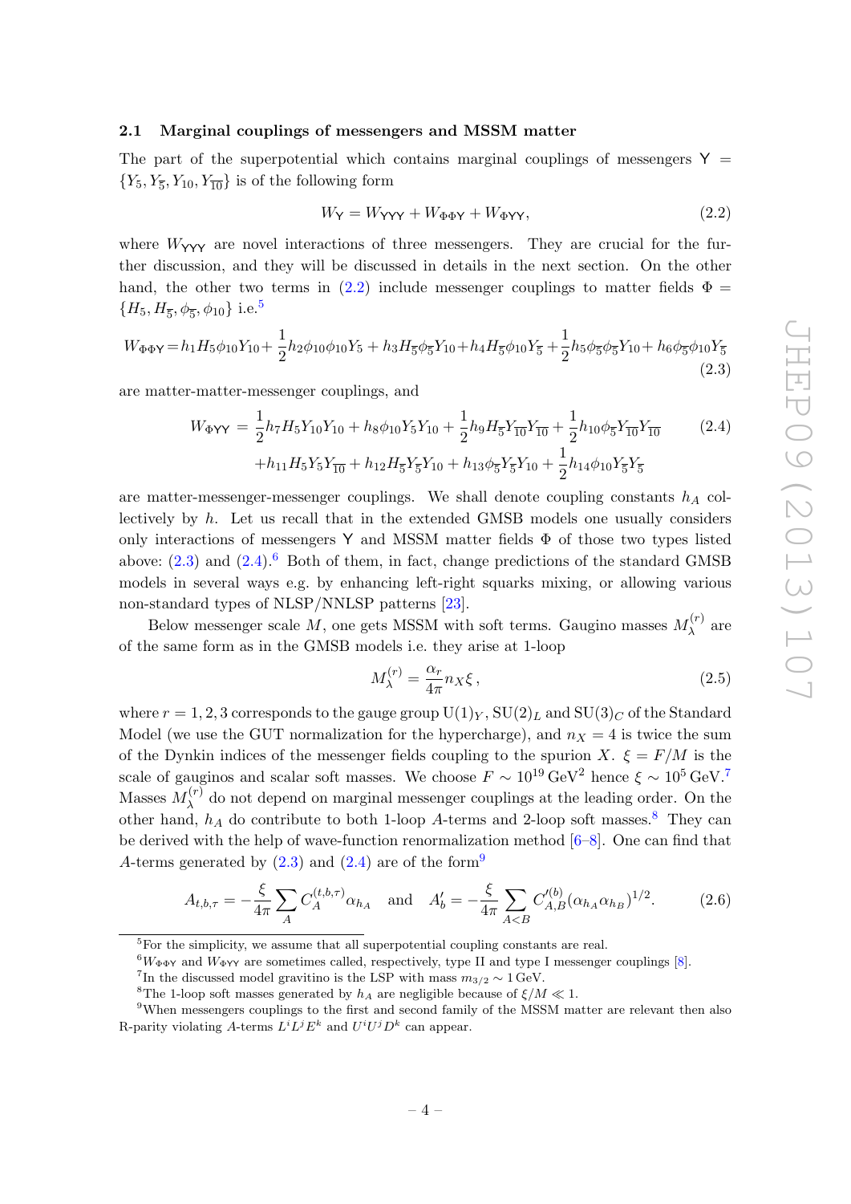### 2.1 Marginal couplings of messengers and MSSM matter

The part of the superpotential which contains marginal couplings of messengers $\mathsf{Y} = \{Y_5, Y_{\overline{5}}, Y_{10}, Y_{\overline{10}}\}$ is of the following form

$$W_{\mathsf{Y}} = W_{\mathsf{YYY}} + W_{\Phi\Phi\mathsf{Y}} + W_{\Phi\mathsf{YY}}, \tag{2.2}$$

where $W_{\mathsf{YYY}}$ are novel interactions of three messengers. They are crucial for the further discussion, and they will be discussed in details in the next section. On the other hand, the other two terms in (2.2) include messenger couplings to matter fields $\Phi = \{H_5, H_{\overline{5}}, \phi_{\overline{5}}, \phi_{10}\}$ i.e.[5]

$$W_{\Phi\Phi\mathsf{Y}} = h_1 H_5 \phi_{10} Y_{10} + \frac{1}{2} h_2 \phi_{10}\phi_{10} Y_5 + h_3 H_{\overline{5}} \phi_{\overline{5}} Y_{10} + h_4 H_{\overline{5}} \phi_{10} Y_{\overline{5}} + \frac{1}{2} h_5 \phi_{\overline{5}}\phi_{\overline{5}} Y_{10} + h_6 \phi_{\overline{5}} \phi_{10} Y_{\overline{5}} \tag{2.3}$$

are matter-matter-messenger couplings, and

$$\begin{aligned} W_{\Phi\mathsf{YY}} = &\frac{1}{2} h_7 H_5 Y_{10} Y_{10} + h_8 \phi_{10} Y_5 Y_{10} + \frac{1}{2} h_9 H_{\overline{5}} Y_{\overline{10}} Y_{\overline{10}} + \frac{1}{2} h_{10} \phi_{\overline{5}} Y_{\overline{10}} Y_{\overline{10}} \\ &+ h_{11} H_5 Y_5 Y_{\overline{10}} + h_{12} H_{\overline{5}} Y_{\overline{5}} Y_{10} + h_{13} \phi_{\overline{5}} Y_{\overline{5}} Y_{10} + \frac{1}{2} h_{14} \phi_{10} Y_{\overline{5}} Y_{\overline{5}} \end{aligned} \tag{2.4}$$

are matter-messenger-messenger couplings. We shall denote coupling constants $h_A$ collectively by $h$. Let us recall that in the extended GMSB models one usually considers only interactions of messengers $\mathsf{Y}$ and MSSM matter fields $\Phi$ of those two types listed above: (2.3) and (2.4).[6] Both of them, in fact, change predictions of the standard GMSB models in several ways e.g. by enhancing left-right squarks mixing, or allowing various non-standard types of NLSP/NNLSP patterns [23].

Below messenger scale $M$, one gets MSSM with soft terms. Gaugino masses $M_\lambda^{(r)}$ are of the same form as in the GMSB models i.e. they arise at 1-loop

$$M_\lambda^{(r)} = \frac{\alpha_r}{4\pi} n_X \xi \,, \tag{2.5}$$

where $r = 1, 2, 3$ corresponds to the gauge group $\mathrm{U}(1)_Y$, $\mathrm{SU}(2)_L$ and $\mathrm{SU}(3)_C$ of the Standard Model (we use the GUT normalization for the hypercharge), and $n_X = 4$ is twice the sum of the Dynkin indices of the messenger fields coupling to the spurion $X$. $\xi = F/M$ is the scale of gauginos and scalar soft masses. We choose $F \sim 10^{19}\,\mathrm{GeV}^2$ hence $\xi \sim 10^5\,\mathrm{GeV}$.[7] Masses $M_\lambda^{(r)}$ do not depend on marginal messenger couplings at the leading order. On the other hand, $h_A$ do contribute to both 1-loop $A$-terms and 2-loop soft masses.[8] They can be derived with the help of wave-function renormalization method [6–8]. One can find that $A$-terms generated by (2.3) and (2.4) are of the form[9]

$$A_{t,b,\tau} = -\frac{\xi}{4\pi} \sum_A C_A^{(t,b,\tau)} \alpha_{h_A} \quad \text{and} \quad A_b' = -\frac{\xi}{4\pi} \sum_{A<B} C_{A,B}'^{(b)} (\alpha_{h_A} \alpha_{h_B})^{1/2}. \tag{2.6}$$

---

[5] For the simplicity, we assume that all superpotential coupling constants are real.

[6] $W_{\Phi\Phi\mathsf{Y}}$ and $W_{\Phi\mathsf{YY}}$ are sometimes called, respectively, type II and type I messenger couplings [8].

[7] In the discussed model gravitino is the LSP with mass $m_{3/2} \sim 1\,\mathrm{GeV}$.

[8] The 1-loop soft masses generated by $h_A$ are negligible because of $\xi/M \ll 1$.

[9] When messengers couplings to the first and second family of the MSSM matter are relevant then also R-parity violating $A$-terms $L^i L^j E^k$ and $U^i U^j D^k$ can appear.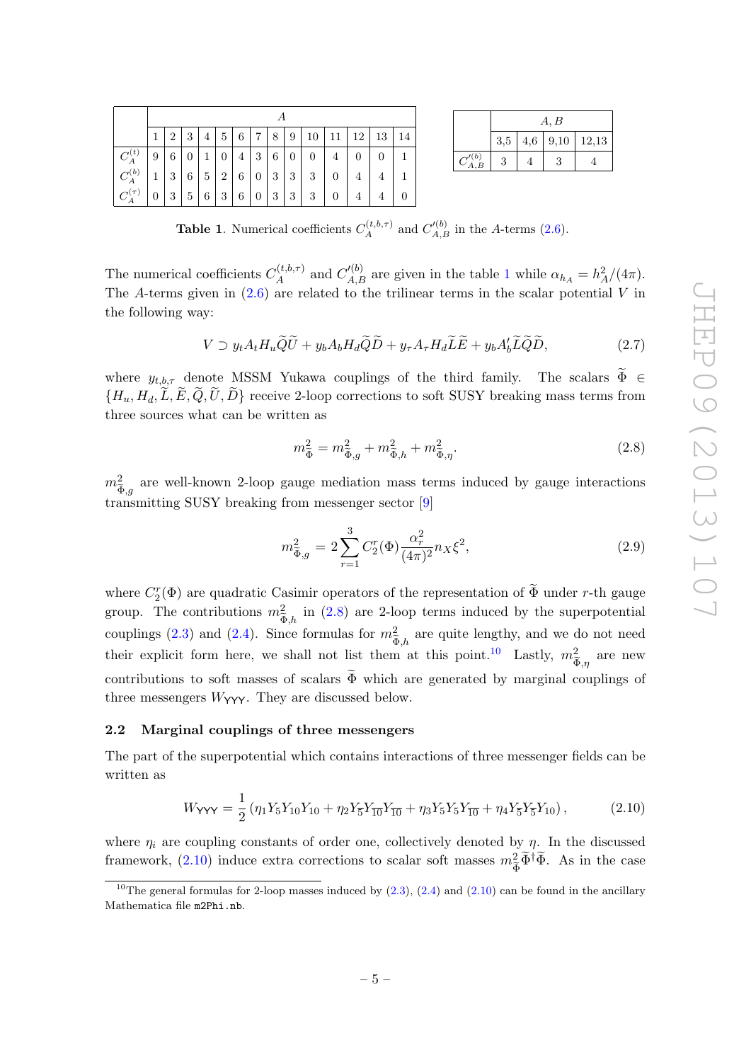| | $A$ | | | | | | | | | | | | | |
|---|---|---|---|---|---|---|---|---|---|---|---|---|---|---|
| | 1 | 2 | 3 | 4 | 5 | 6 | 7 | 8 | 9 | 10 | 11 | 12 | 13 | 14 |
| $C_A^{(t)}$ | 9 | 6 | 0 | 1 | 0 | 4 | 3 | 6 | 0 | 0 | 4 | 0 | 0 | 1 |
| $C_A^{(b)}$ | 1 | 3 | 6 | 5 | 2 | 6 | 0 | 3 | 3 | 3 | 0 | 4 | 4 | 1 |
| $C_A^{(\tau)}$ | 0 | 3 | 5 | 6 | 3 | 6 | 0 | 3 | 3 | 3 | 0 | 4 | 4 | 0 |

| | $A,B$ | | | |
|---|---|---|---|---|
| | 3,5 | 4,6 | 9,10 | 12,13 |
| $C_{A,B}^{\prime(b)}$ | 3 | 4 | 3 | 4 |

**Table 1**. Numerical coefficients $C_A^{(t,b,\tau)}$ and $C_{A,B}^{\prime(b)}$ in the $A$-terms (2.6).

The numerical coefficients $C_A^{(t,b,\tau)}$ and $C_{A,B}^{\prime(b)}$ are given in the table 1 while $\alpha_{h_A} = h_A^2/(4\pi)$. The $A$-terms given in (2.6) are related to the trilinear terms in the scalar potential $V$ in the following way:

$$V \supset y_t A_t H_u \widetilde{Q}\widetilde{U} + y_b A_b H_d \widetilde{Q}\widetilde{D} + y_\tau A_\tau H_d \widetilde{L}\widetilde{E} + y_b A_b' \widetilde{L}\widetilde{Q}\widetilde{D}, \tag{2.7}$$

where $y_{t,b,\tau}$ denote MSSM Yukawa couplings of the third family. The scalars $\widetilde{\Phi} \in \{H_u, H_d, \widetilde{L}, \widetilde{E}, \widetilde{Q}, \widetilde{U}, \widetilde{D}\}$ receive 2-loop corrections to soft SUSY breaking mass terms from three sources what can be written as

$$m^2_{\widetilde{\Phi}} = m^2_{\widetilde{\Phi},g} + m^2_{\widetilde{\Phi},h} + m^2_{\widetilde{\Phi},\eta}. \tag{2.8}$$

$m^2_{\widetilde{\Phi},g}$ are well-known 2-loop gauge mediation mass terms induced by gauge interactions transmitting SUSY breaking from messenger sector [9]

$$m^2_{\widetilde{\Phi},g} = 2\sum_{r=1}^{3} C_2^r(\Phi)\frac{\alpha_r^2}{(4\pi)^2} n_X \xi^2, \tag{2.9}$$

where $C_2^r(\Phi)$ are quadratic Casimir operators of the representation of $\widetilde{\Phi}$ under $r$-th gauge group. The contributions $m^2_{\widetilde{\Phi},h}$ in (2.8) are 2-loop terms induced by the superpotential couplings (2.3) and (2.4). Since formulas for $m^2_{\widetilde{\Phi},h}$ are quite lengthy, and we do not need their explicit form here, we shall not list them at this point.[10] Lastly, $m^2_{\widetilde{\Phi},\eta}$ are new contributions to soft masses of scalars $\widetilde{\Phi}$ which are generated by marginal couplings of three messengers $W_{\mathsf{YYY}}$. They are discussed below.

### 2.2 Marginal couplings of three messengers

The part of the superpotential which contains interactions of three messenger fields can be written as

$$W_{\mathsf{YYY}} = \frac{1}{2}\left(\eta_1 Y_5 Y_{10} Y_{10} + \eta_2 Y_{\overline{5}} Y_{\overline{10}} Y_{\overline{10}} + \eta_3 Y_5 Y_5 Y_{\overline{10}} + \eta_4 Y_{\overline{5}} Y_{\overline{5}} Y_{10}\right), \tag{2.10}$$

where $\eta_i$ are coupling constants of order one, collectively denoted by $\eta$. In the discussed framework, (2.10) induce extra corrections to scalar soft masses $m^2_{\widetilde{\Phi}}\widetilde{\Phi}^\dagger\widetilde{\Phi}$. As in the case

[10] The general formulas for 2-loop masses induced by (2.3), (2.4) and (2.10) can be found in the ancillary Mathematica file `m2Phi.nb`.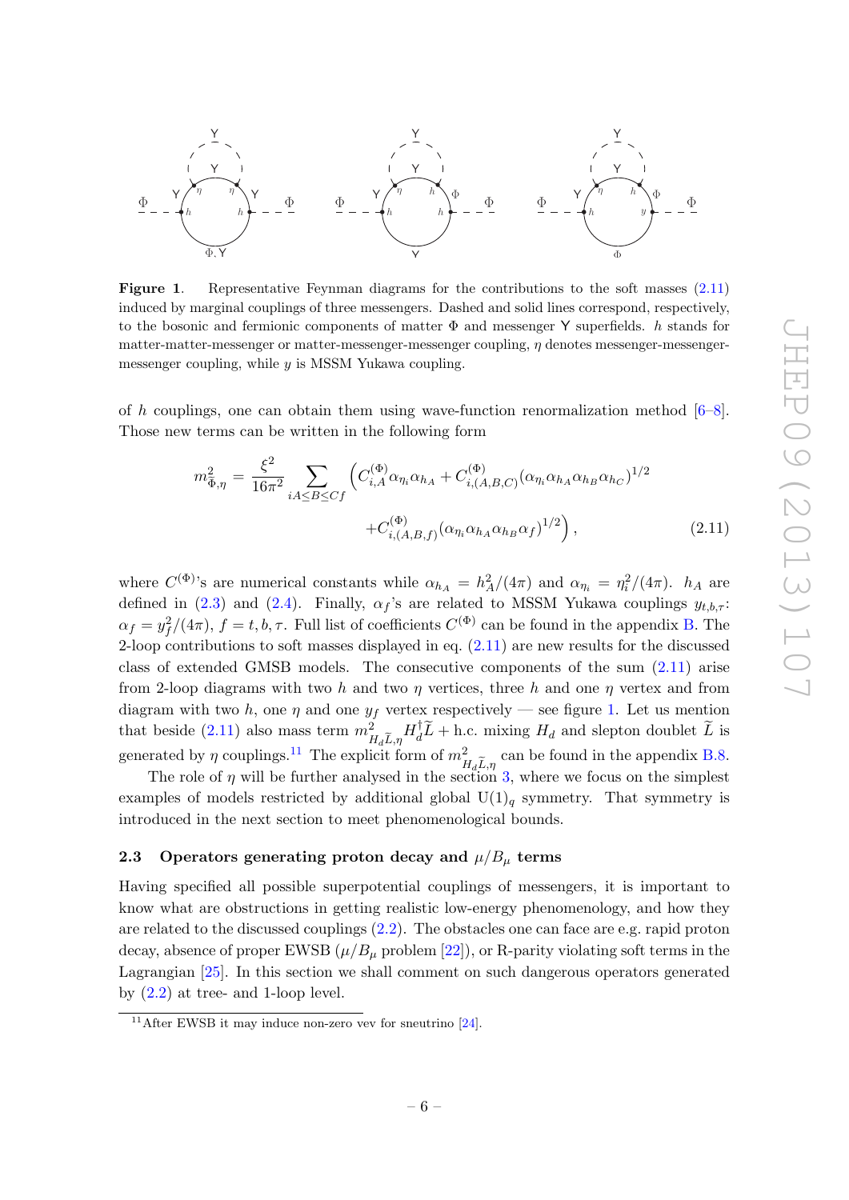**Figure 1**. Representative Feynman diagrams for the contributions to the soft masses (2.11) induced by marginal couplings of three messengers. Dashed and solid lines correspond, respectively, to the bosonic and fermionic components of matter $\Phi$ and messenger $\mathsf{Y}$ superfields. $h$ stands for matter-matter-messenger or matter-messenger-messenger coupling, $\eta$ denotes messenger-messenger-messenger coupling, while $y$ is MSSM Yukawa coupling.

of $h$ couplings, one can obtain them using wave-function renormalization method [6–8]. Those new terms can be written in the following form

$$m^2_{\Phi,\eta} = \frac{\xi^2}{16\pi^2} \sum_{iA\leq B\leq Cf} \Big( C^{(\Phi)}_{i,A} \alpha_{\eta_i} \alpha_{h_A} + C^{(\Phi)}_{i,(A,B,C)} (\alpha_{\eta_i} \alpha_{h_A} \alpha_{h_B} \alpha_{h_C})^{1/2} + C^{(\Phi)}_{i,(A,B,f)} (\alpha_{\eta_i} \alpha_{h_A} \alpha_{h_B} \alpha_f)^{1/2} \Big) , \tag{2.11}$$

where $C^{(\Phi)}$'s are numerical constants while $\alpha_{h_A} = h_A^2/(4\pi)$ and $\alpha_{\eta_i} = \eta_i^2/(4\pi)$. $h_A$ are defined in (2.3) and (2.4). Finally, $\alpha_f$'s are related to MSSM Yukawa couplings $y_{t,b,\tau}$: $\alpha_f = y_f^2/(4\pi)$, $f = t, b, \tau$. Full list of coefficients $C^{(\Phi)}$ can be found in the appendix B. The 2-loop contributions to soft masses displayed in eq. (2.11) are new results for the discussed class of extended GMSB models. The consecutive components of the sum (2.11) arise from 2-loop diagrams with two $h$ and two $\eta$ vertices, three $h$ and one $\eta$ vertex and from diagram with two $h$, one $\eta$ and one $y_f$ vertex respectively — see figure 1. Let us mention that beside (2.11) also mass term $m^2_{H_d\widetilde{L},\eta} H_d^\dagger \widetilde{L} + \text{h.c.}$ mixing $H_d$ and slepton doublet $\widetilde{L}$ is generated by $\eta$ couplings.[11] The explicit form of $m^2_{H_d\widetilde{L},\eta}$ can be found in the appendix B.8.

The role of $\eta$ will be further analysed in the section 3, where we focus on the simplest examples of models restricted by additional global $\mathrm{U}(1)_q$ symmetry. That symmetry is introduced in the next section to meet phenomenological bounds.

### 2.3 Operators generating proton decay and $\mu/B_\mu$ terms

Having specified all possible superpotential couplings of messengers, it is important to know what are obstructions in getting realistic low-energy phenomenology, and how they are related to the discussed couplings (2.2). The obstacles one can face are e.g. rapid proton decay, absence of proper EWSB ($\mu/B_\mu$ problem [22]), or R-parity violating soft terms in the Lagrangian [25]. In this section we shall comment on such dangerous operators generated by (2.2) at tree- and 1-loop level.

[11] After EWSB it may induce non-zero vev for sneutrino [24].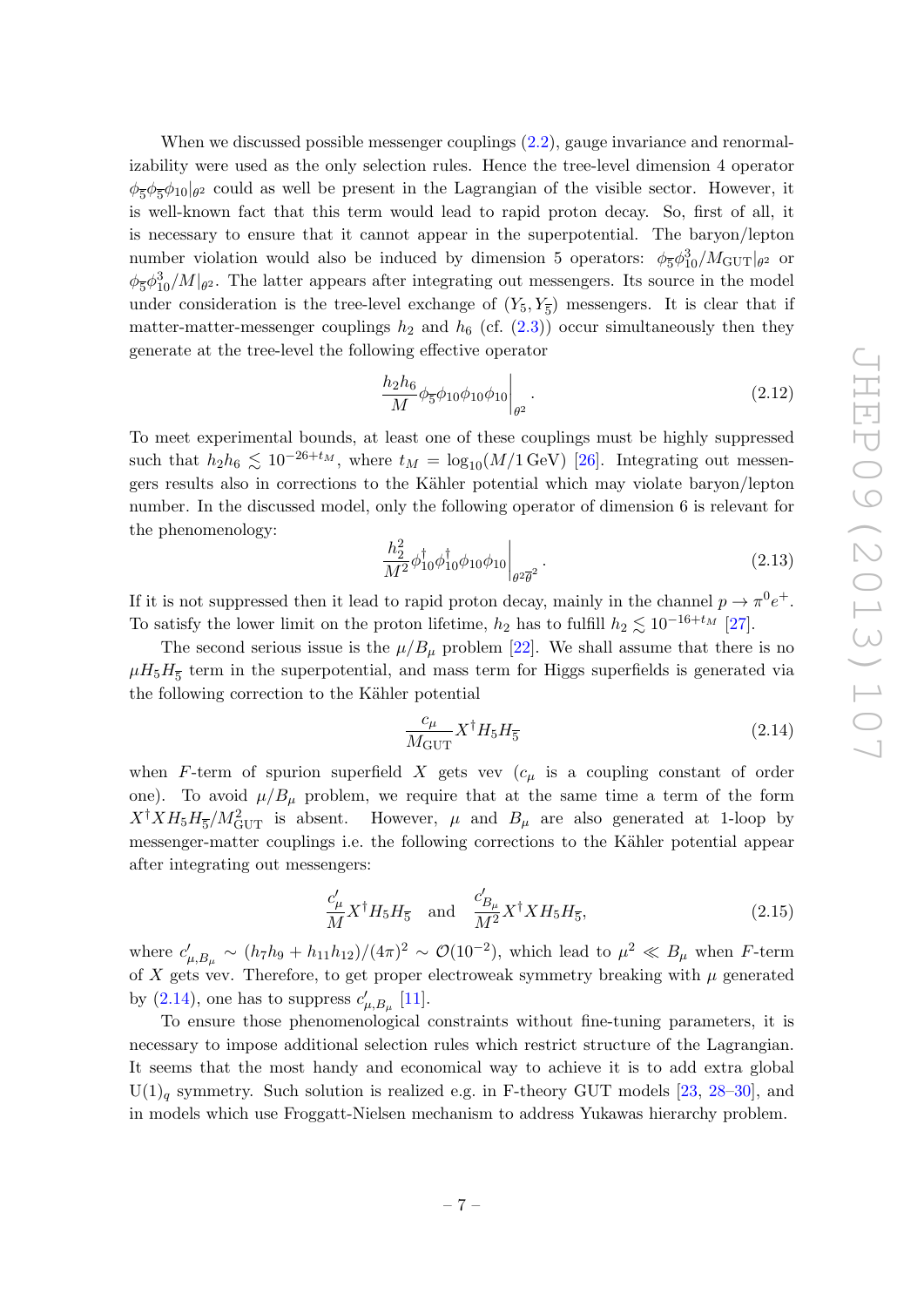When we discussed possible messenger couplings (2.2), gauge invariance and renormalizability were used as the only selection rules. Hence the tree-level dimension 4 operator $\phi_{\overline{5}}\phi_{\overline{5}}\phi_{10}|_{\theta^2}$ could as well be present in the Lagrangian of the visible sector. However, it is well-known fact that this term would lead to rapid proton decay. So, first of all, it is necessary to ensure that it cannot appear in the superpotential. The baryon/lepton number violation would also be induced by dimension 5 operators: $\phi_{\overline{5}}\phi_{10}^3/M_{\rm GUT}|_{\theta^2}$ or $\phi_{\overline{5}}\phi_{10}^3/M|_{\theta^2}$. The latter appears after integrating out messengers. Its source in the model under consideration is the tree-level exchange of $(Y_5, Y_{\overline{5}})$ messengers. It is clear that if matter-matter-messenger couplings $h_2$ and $h_6$ (cf. (2.3)) occur simultaneously then they generate at the tree-level the following effective operator

$$\frac{h_2 h_6}{M}\phi_{\overline{5}}\phi_{10}\phi_{10}\phi_{10}\bigg|_{\theta^2}. \tag{2.12}$$

To meet experimental bounds, at least one of these couplings must be highly suppressed such that $h_2 h_6 \lesssim 10^{-26+t_M}$, where $t_M = \log_{10}(M/1\,\text{GeV})$ [26]. Integrating out messengers results also in corrections to the Kähler potential which may violate baryon/lepton number. In the discussed model, only the following operator of dimension 6 is relevant for the phenomenology:

$$\frac{h_2^2}{M^2}\phi_{10}^\dagger\phi_{10}^\dagger\phi_{10}\phi_{10}\bigg|_{\theta^2\overline{\theta}^2}. \tag{2.13}$$

If it is not suppressed then it lead to rapid proton decay, mainly in the channel $p \to \pi^0 e^+$. To satisfy the lower limit on the proton lifetime, $h_2$ has to fulfill $h_2 \lesssim 10^{-16+t_M}$ [27].

The second serious issue is the $\mu/B_\mu$ problem [22]. We shall assume that there is no $\mu H_5 H_{\overline{5}}$ term in the superpotential, and mass term for Higgs superfields is generated via the following correction to the Kähler potential

$$\frac{c_\mu}{M_{\rm GUT}}X^\dagger H_5 H_{\overline{5}} \tag{2.14}$$

when $F$-term of spurion superfield $X$ gets vev ($c_\mu$ is a coupling constant of order one). To avoid $\mu/B_\mu$ problem, we require that at the same time a term of the form $X^\dagger X H_5 H_{\overline{5}}/M_{\rm GUT}^2$ is absent. However, $\mu$ and $B_\mu$ are also generated at 1-loop by messenger-matter couplings i.e. the following corrections to the Kähler potential appear after integrating out messengers:

$$\frac{c'_\mu}{M}X^\dagger H_5 H_{\overline{5}} \quad \text{and} \quad \frac{c'_{B_\mu}}{M^2}X^\dagger X H_5 H_{\overline{5}}, \tag{2.15}$$

where $c'_{\mu,B_\mu} \sim (h_7 h_9 + h_{11}h_{12})/(4\pi)^2 \sim \mathcal{O}(10^{-2})$, which lead to $\mu^2 \ll B_\mu$ when $F$-term of $X$ gets vev. Therefore, to get proper electroweak symmetry breaking with $\mu$ generated by (2.14), one has to suppress $c'_{\mu,B_\mu}$ [11].

To ensure those phenomenological constraints without fine-tuning parameters, it is necessary to impose additional selection rules which restrict structure of the Lagrangian. It seems that the most handy and economical way to achieve it is to add extra global $\mathrm{U}(1)_q$ symmetry. Such solution is realized e.g. in F-theory GUT models [23, 28–30], and in models which use Froggatt-Nielsen mechanism to address Yukawas hierarchy problem.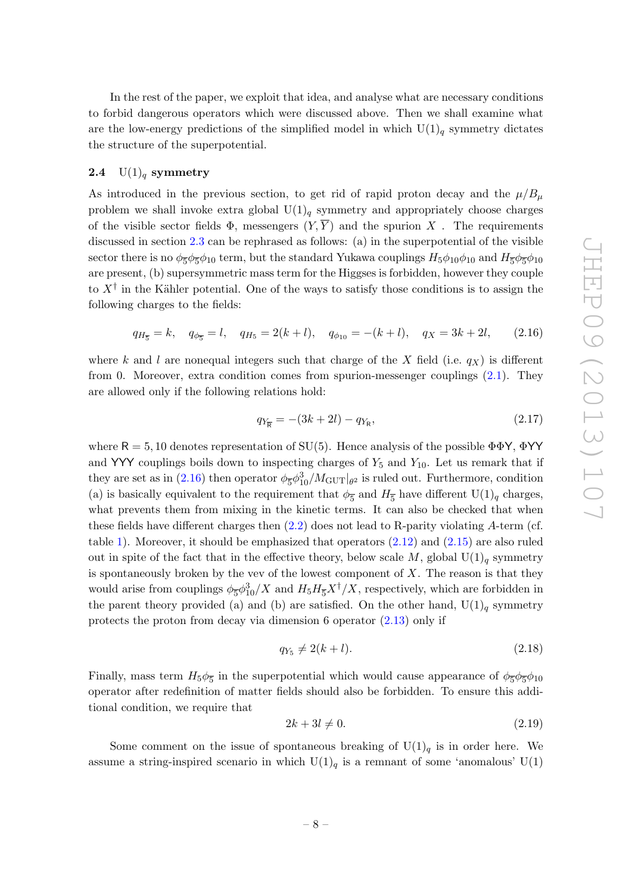In the rest of the paper, we exploit that idea, and analyse what are necessary conditions to forbid dangerous operators which were discussed above. Then we shall examine what are the low-energy predictions of the simplified model in which $\mathrm{U}(1)_q$ symmetry dictates the structure of the superpotential.

### 2.4 $\mathrm{U}(1)_q$ symmetry

As introduced in the previous section, to get rid of rapid proton decay and the $\mu/B_\mu$ problem we shall invoke extra global $\mathrm{U}(1)_q$ symmetry and appropriately choose charges of the visible sector fields $\Phi$, messengers $(Y, \overline{Y})$ and the spurion $X$ . The requirements discussed in section 2.3 can be rephrased as follows: (a) in the superpotential of the visible sector there is no $\phi_{\overline{5}}\phi_{\overline{5}}\phi_{10}$ term, but the standard Yukawa couplings $H_5\phi_{10}\phi_{10}$ and $H_{\overline{5}}\phi_{\overline{5}}\phi_{10}$ are present, (b) supersymmetric mass term for the Higgses is forbidden, however they couple to $X^\dagger$ in the Kähler potential. One of the ways to satisfy those conditions is to assign the following charges to the fields:

$$
q_{H_{\overline{5}}} = k, \quad q_{\phi_{\overline{5}}} = l, \quad q_{H_5} = 2(k+l), \quad q_{\phi_{10}} = -(k+l), \quad q_X = 3k+2l, \tag{2.16}
$$

where $k$ and $l$ are nonequal integers such that charge of the $X$ field (i.e. $q_X$) is different from 0. Moreover, extra condition comes from spurion-messenger couplings (2.1). They are allowed only if the following relations hold:

$$
q_{Y_{\overline{\mathsf{R}}}} = -(3k+2l) - q_{Y_{\mathsf{R}}}, \tag{2.17}
$$

where $\mathsf{R} = 5, 10$ denotes representation of SU(5). Hence analysis of the possible $\Phi\Phi\mathsf{Y}$, $\Phi\mathsf{YY}$ and $\mathsf{YYY}$ couplings boils down to inspecting charges of $Y_5$ and $Y_{10}$. Let us remark that if they are set as in (2.16) then operator $\phi_{\overline{5}}\phi_{10}^3/M_{\mathrm{GUT}}|_{\theta^2}$ is ruled out. Furthermore, condition (a) is basically equivalent to the requirement that $\phi_{\overline{5}}$ and $H_{\overline{5}}$ have different $\mathrm{U}(1)_q$ charges, what prevents them from mixing in the kinetic terms. It can also be checked that when these fields have different charges then (2.2) does not lead to R-parity violating $A$-term (cf. table 1). Moreover, it should be emphasized that operators (2.12) and (2.15) are also ruled out in spite of the fact that in the effective theory, below scale $M$, global $\mathrm{U}(1)_q$ symmetry is spontaneously broken by the vev of the lowest component of $X$. The reason is that they would arise from couplings $\phi_{\overline{5}}\phi_{10}^3/X$ and $H_5 H_{\overline{5}} X^\dagger/X$, respectively, which are forbidden in the parent theory provided (a) and (b) are satisfied. On the other hand, $\mathrm{U}(1)_q$ symmetry protects the proton from decay via dimension 6 operator (2.13) only if

$$
q_{Y_5} \neq 2(k+l). \tag{2.18}
$$

Finally, mass term $H_5\phi_{\overline{5}}$ in the superpotential which would cause appearance of $\phi_{\overline{5}}\phi_{\overline{5}}\phi_{10}$ operator after redefinition of matter fields should also be forbidden. To ensure this additional condition, we require that

$$
2k + 3l \neq 0. \tag{2.19}
$$

Some comment on the issue of spontaneous breaking of $\mathrm{U}(1)_q$ is in order here. We assume a string-inspired scenario in which $\mathrm{U}(1)_q$ is a remnant of some 'anomalous' U(1)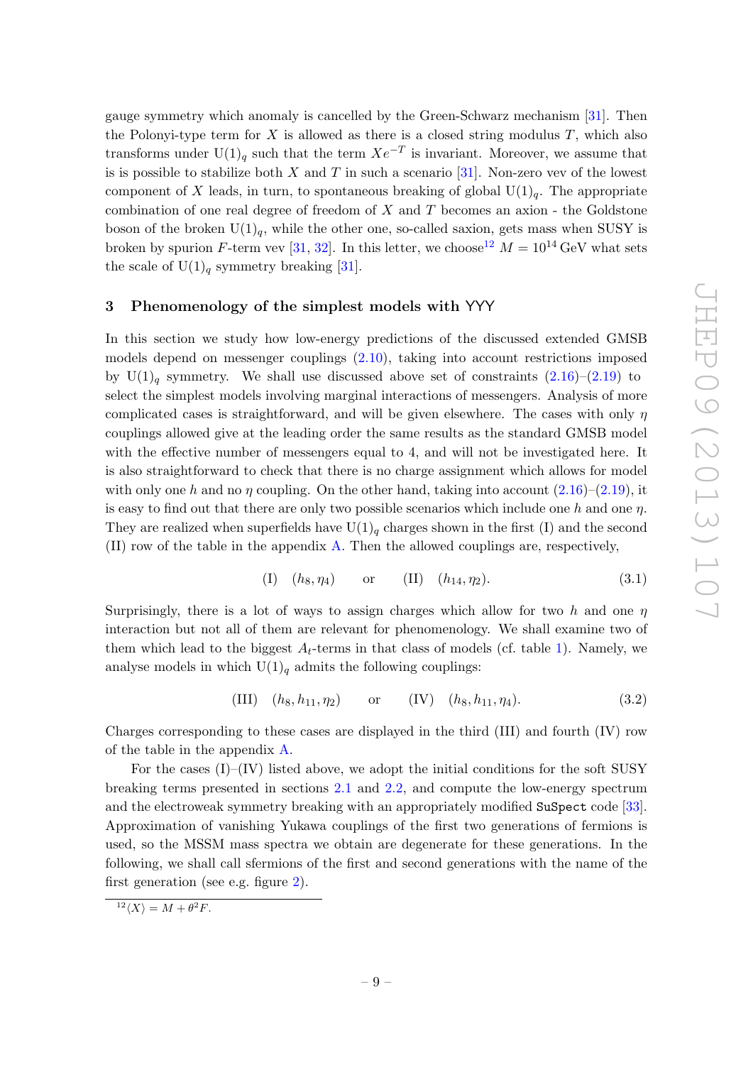gauge symmetry which anomaly is cancelled by the Green-Schwarz mechanism [31]. Then the Polonyi-type term for $X$ is allowed as there is a closed string modulus $T$, which also transforms under $\mathrm{U}(1)_q$ such that the term $Xe^{-T}$ is invariant. Moreover, we assume that is is possible to stabilize both $X$ and $T$ in such a scenario [31]. Non-zero vev of the lowest component of $X$ leads, in turn, to spontaneous breaking of global $\mathrm{U}(1)_q$. The appropriate combination of one real degree of freedom of $X$ and $T$ becomes an axion - the Goldstone boson of the broken $\mathrm{U}(1)_q$, while the other one, so-called saxion, gets mass when SUSY is broken by spurion $F$-term vev [31, 32]. In this letter, we choose[12] $M = 10^{14}\,\mathrm{GeV}$ what sets the scale of $\mathrm{U}(1)_q$ symmetry breaking [31].

## 3 Phenomenology of the simplest models with YYY

In this section we study how low-energy predictions of the discussed extended GMSB models depend on messenger couplings (2.10), taking into account restrictions imposed by $\mathrm{U}(1)_q$ symmetry. We shall use discussed above set of constraints (2.16)–(2.19) to select the simplest models involving marginal interactions of messengers. Analysis of more complicated cases is straightforward, and will be given elsewhere. The cases with only $\eta$ couplings allowed give at the leading order the same results as the standard GMSB model with the effective number of messengers equal to 4, and will not be investigated here. It is also straightforward to check that there is no charge assignment which allows for model with only one $h$ and no $\eta$ coupling. On the other hand, taking into account (2.16)–(2.19), it is easy to find out that there are only two possible scenarios which include one $h$ and one $\eta$. They are realized when superfields have $\mathrm{U}(1)_q$ charges shown in the first (I) and the second (II) row of the table in the appendix A. Then the allowed couplings are, respectively,

$$(\mathrm{I}) \quad (h_8, \eta_4) \qquad \text{or} \qquad (\mathrm{II}) \quad (h_{14}, \eta_2). \tag{3.1}$$

Surprisingly, there is a lot of ways to assign charges which allow for two $h$ and one $\eta$ interaction but not all of them are relevant for phenomenology. We shall examine two of them which lead to the biggest $A_t$-terms in that class of models (cf. table 1). Namely, we analyse models in which $\mathrm{U}(1)_q$ admits the following couplings:

$$(\mathrm{III}) \quad (h_8, h_{11}, \eta_2) \qquad \text{or} \qquad (\mathrm{IV}) \quad (h_8, h_{11}, \eta_4). \tag{3.2}$$

Charges corresponding to these cases are displayed in the third (III) and fourth (IV) row of the table in the appendix A.

For the cases (I)–(IV) listed above, we adopt the initial conditions for the soft SUSY breaking terms presented in sections 2.1 and 2.2, and compute the low-energy spectrum and the electroweak symmetry breaking with an appropriately modified `SuSpect` code [33]. Approximation of vanishing Yukawa couplings of the first two generations of fermions is used, so the MSSM mass spectra we obtain are degenerate for these generations. In the following, we shall call sfermions of the first and second generations with the name of the first generation (see e.g. figure 2).

[12] $\langle X \rangle = M + \theta^2 F$.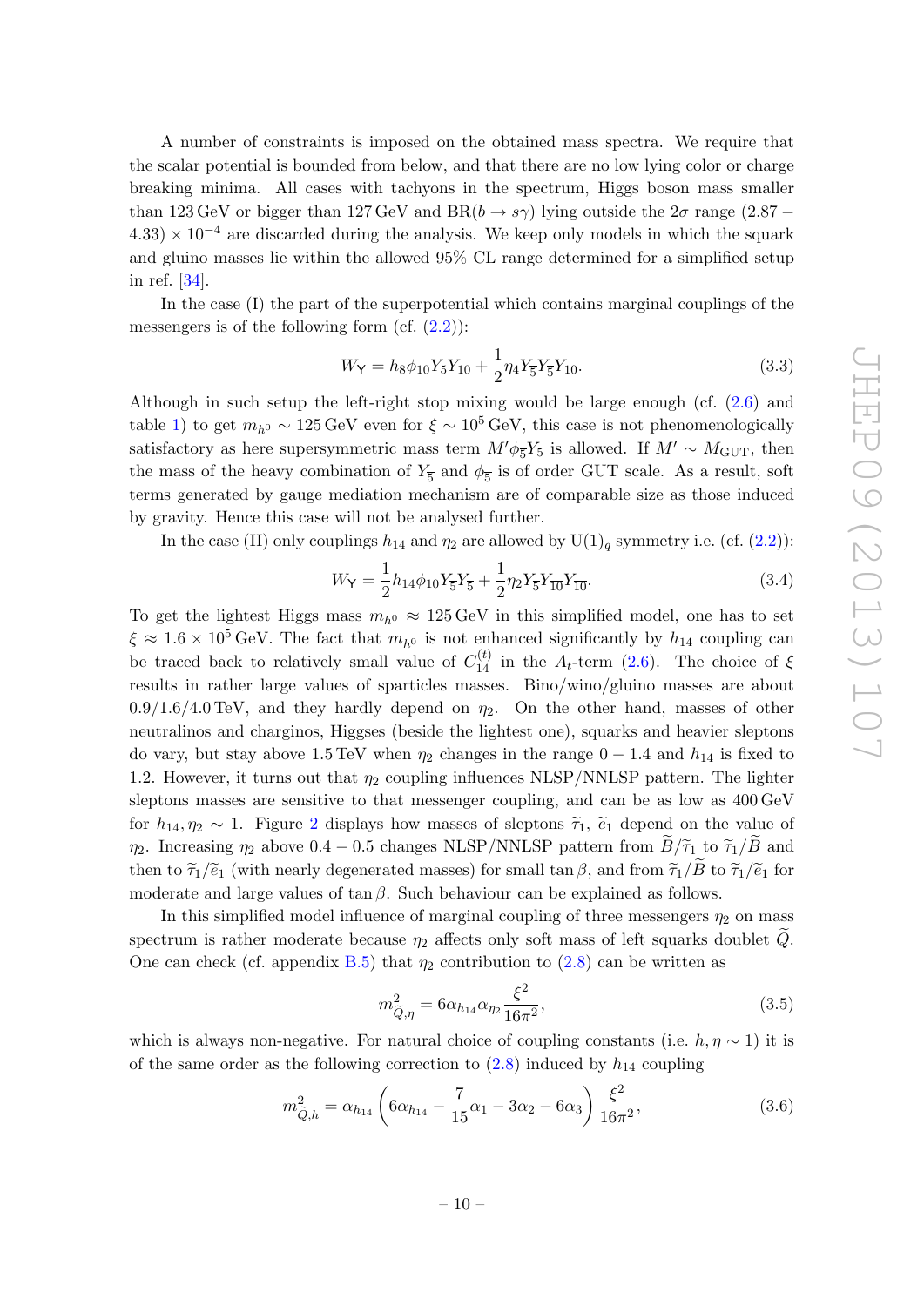A number of constraints is imposed on the obtained mass spectra. We require that the scalar potential is bounded from below, and that there are no low lying color or charge breaking minima. All cases with tachyons in the spectrum, Higgs boson mass smaller than 123 GeV or bigger than 127 GeV and $\mathrm{BR}(b \to s\gamma)$ lying outside the $2\sigma$ range $(2.87 - 4.33) \times 10^{-4}$ are discarded during the analysis. We keep only models in which the squark and gluino masses lie within the allowed 95% CL range determined for a simplified setup in ref. [34].

In the case (I) the part of the superpotential which contains marginal couplings of the messengers is of the following form (cf. (2.2)):

$$W_{\mathsf{Y}} = h_8 \phi_{10} Y_5 Y_{10} + \frac{1}{2}\eta_4 Y_{\overline{5}} Y_{\overline{5}} Y_{10}. \tag{3.3}$$

Although in such setup the left-right stop mixing would be large enough (cf. (2.6) and table 1) to get $m_{h^0} \sim 125\,\mathrm{GeV}$ even for $\xi \sim 10^5\,\mathrm{GeV}$, this case is not phenomenologically satisfactory as here supersymmetric mass term $M' \phi_{\overline{5}} Y_5$ is allowed. If $M' \sim M_{\mathrm{GUT}}$, then the mass of the heavy combination of $Y_{\overline{5}}$ and $\phi_{\overline{5}}$ is of order GUT scale. As a result, soft terms generated by gauge mediation mechanism are of comparable size as those induced by gravity. Hence this case will not be analysed further.

In the case (II) only couplings $h_{14}$ and $\eta_2$ are allowed by $\mathrm{U}(1)_q$ symmetry i.e. (cf. (2.2)):

$$W_{\mathsf{Y}} = \frac{1}{2} h_{14} \phi_{10} Y_{\overline{5}} Y_{\overline{5}} + \frac{1}{2}\eta_2 Y_{\overline{5}} Y_{\overline{10}} Y_{\overline{10}}. \tag{3.4}$$

To get the lightest Higgs mass $m_{h^0} \approx 125\,\mathrm{GeV}$ in this simplified model, one has to set $\xi \approx 1.6 \times 10^5\,\mathrm{GeV}$. The fact that $m_{h^0}$ is not enhanced significantly by $h_{14}$ coupling can be traced back to relatively small value of $C_{14}^{(t)}$ in the $A_t$-term (2.6). The choice of $\xi$ results in rather large values of sparticles masses. Bino/wino/gluino masses are about 0.9/1.6/4.0 TeV, and they hardly depend on $\eta_2$. On the other hand, masses of other neutralinos and charginos, Higgses (beside the lightest one), squarks and heavier sleptons do vary, but stay above 1.5 TeV when $\eta_2$ changes in the range $0 - 1.4$ and $h_{14}$ is fixed to 1.2. However, it turns out that $\eta_2$ coupling influences NLSP/NNLSP pattern. The lighter sleptons masses are sensitive to that messenger coupling, and can be as low as 400 GeV for $h_{14}, \eta_2 \sim 1$. Figure 2 displays how masses of sleptons $\widetilde{\tau}_1$, $\widetilde{e}_1$ depend on the value of $\eta_2$. Increasing $\eta_2$ above $0.4 - 0.5$ changes NLSP/NNLSP pattern from $\widetilde{B}/\widetilde{\tau}_1$ to $\widetilde{\tau}_1/\widetilde{B}$ and then to $\widetilde{\tau}_1/\widetilde{e}_1$ (with nearly degenerated masses) for small $\tan\beta$, and from $\widetilde{\tau}_1/\widetilde{B}$ to $\widetilde{\tau}_1/\widetilde{e}_1$ for moderate and large values of $\tan\beta$. Such behaviour can be explained as follows.

In this simplified model influence of marginal coupling of three messengers $\eta_2$ on mass spectrum is rather moderate because $\eta_2$ affects only soft mass of left squarks doublet $\widetilde{Q}$. One can check (cf. appendix B.5) that $\eta_2$ contribution to (2.8) can be written as

$$m^2_{\widetilde{Q},\eta} = 6\alpha_{h_{14}}\alpha_{\eta_2}\frac{\xi^2}{16\pi^2}, \tag{3.5}$$

which is always non-negative. For natural choice of coupling constants (i.e. $h, \eta \sim 1$) it is of the same order as the following correction to (2.8) induced by $h_{14}$ coupling

$$m^2_{\widetilde{Q},h} = \alpha_{h_{14}}\left(6\alpha_{h_{14}} - \frac{7}{15}\alpha_1 - 3\alpha_2 - 6\alpha_3\right)\frac{\xi^2}{16\pi^2}, \tag{3.6}$$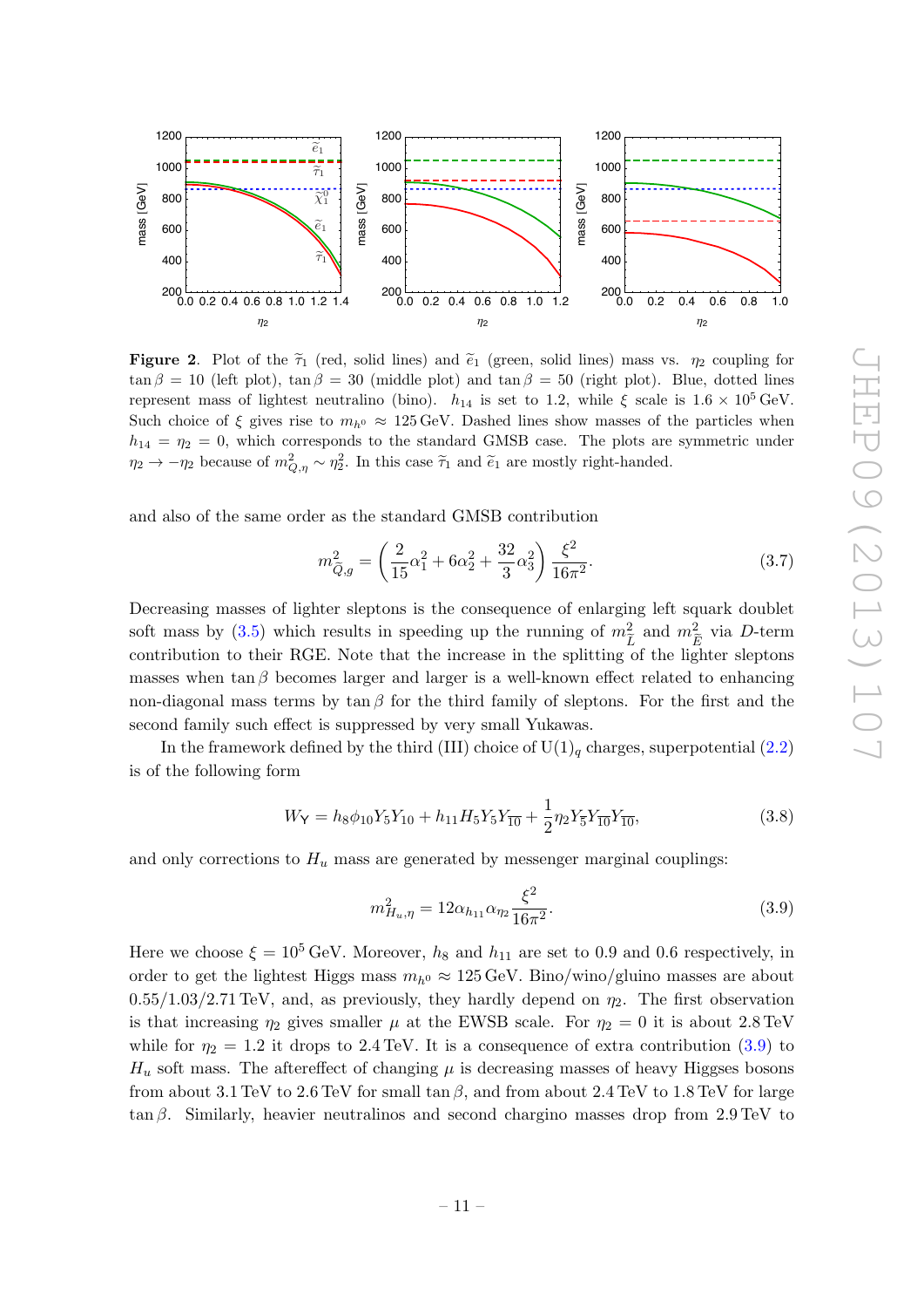**Figure 2**. Plot of the $\widetilde{\tau}_1$ (red, solid lines) and $\widetilde{e}_1$ (green, solid lines) mass vs. $\eta_2$ coupling for $\tan\beta = 10$ (left plot), $\tan\beta = 30$ (middle plot) and $\tan\beta = 50$ (right plot). Blue, dotted lines represent mass of lightest neutralino (bino). $h_{14}$ is set to 1.2, while $\xi$ scale is $1.6 \times 10^5$ GeV. Such choice of $\xi$ gives rise to $m_{h^0} \approx 125$ GeV. Dashed lines show masses of the particles when $h_{14} = \eta_2 = 0$, which corresponds to the standard GMSB case. The plots are symmetric under $\eta_2 \to -\eta_2$ because of $m^2_{Q,\eta} \sim \eta_2^2$. In this case $\widetilde{\tau}_1$ and $\widetilde{e}_1$ are mostly right-handed.

and also of the same order as the standard GMSB contribution

$$m^2_{\widetilde{Q},g} = \left(\frac{2}{15}\alpha_1^2 + 6\alpha_2^2 + \frac{32}{3}\alpha_3^2\right)\frac{\xi^2}{16\pi^2}. \tag{3.7}$$

Decreasing masses of lighter sleptons is the consequence of enlarging left squark doublet soft mass by (3.5) which results in speeding up the running of $m^2_{\widetilde{L}}$ and $m^2_{\widetilde{E}}$ via $D$-term contribution to their RGE. Note that the increase in the splitting of the lighter sleptons masses when $\tan\beta$ becomes larger and larger is a well-known effect related to enhancing non-diagonal mass terms by $\tan\beta$ for the third family of sleptons. For the first and the second family such effect is suppressed by very small Yukawas.

In the framework defined by the third (III) choice of $\mathrm{U}(1)_q$ charges, superpotential (2.2) is of the following form

$$W_{\mathrm{Y}} = h_8\phi_{10}Y_5Y_{10} + h_{11}H_5Y_5Y_{\overline{10}} + \frac{1}{2}\eta_2 Y_{\overline{5}}Y_{\overline{10}}Y_{\overline{10}}, \tag{3.8}$$

and only corrections to $H_u$ mass are generated by messenger marginal couplings:

$$m^2_{H_u,\eta} = 12\alpha_{h_{11}}\alpha_{\eta_2}\frac{\xi^2}{16\pi^2}. \tag{3.9}$$

Here we choose $\xi = 10^5$ GeV. Moreover, $h_8$ and $h_{11}$ are set to 0.9 and 0.6 respectively, in order to get the lightest Higgs mass $m_{h^0} \approx 125$ GeV. Bino/wino/gluino masses are about 0.55/1.03/2.71 TeV, and, as previously, they hardly depend on $\eta_2$. The first observation is that increasing $\eta_2$ gives smaller $\mu$ at the EWSB scale. For $\eta_2 = 0$ it is about 2.8 TeV while for $\eta_2 = 1.2$ it drops to 2.4 TeV. It is a consequence of extra contribution (3.9) to $H_u$ soft mass. The aftereffect of changing $\mu$ is decreasing masses of heavy Higgses bosons from about 3.1 TeV to 2.6 TeV for small $\tan\beta$, and from about 2.4 TeV to 1.8 TeV for large $\tan\beta$. Similarly, heavier neutralinos and second chargino masses drop from 2.9 TeV to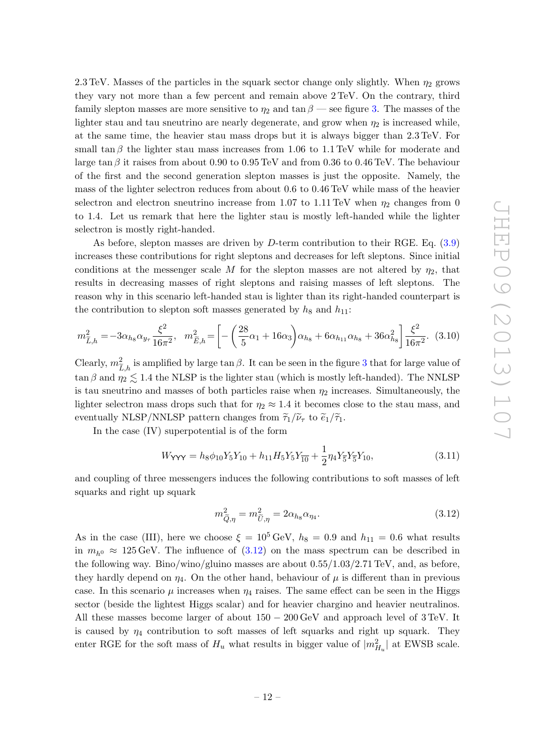2.3 TeV. Masses of the particles in the squark sector change only slightly. When $\eta_2$ grows they vary not more than a few percent and remain above 2 TeV. On the contrary, third family slepton masses are more sensitive to $\eta_2$ and $\tan\beta$ — see figure 3. The masses of the lighter stau and tau sneutrino are nearly degenerate, and grow when $\eta_2$ is increased while, at the same time, the heavier stau mass drops but it is always bigger than 2.3 TeV. For small $\tan\beta$ the lighter stau mass increases from 1.06 to 1.1 TeV while for moderate and large $\tan\beta$ it raises from about 0.90 to 0.95 TeV and from 0.36 to 0.46 TeV. The behaviour of the first and the second generation slepton masses is just the opposite. Namely, the mass of the lighter selectron reduces from about 0.6 to 0.46 TeV while mass of the heavier selectron and electron sneutrino increase from 1.07 to 1.11 TeV when $\eta_2$ changes from 0 to 1.4. Let us remark that here the lighter stau is mostly left-handed while the lighter selectron is mostly right-handed.

As before, slepton masses are driven by $D$-term contribution to their RGE. Eq. (3.9) increases these contributions for right sleptons and decreases for left sleptons. Since initial conditions at the messenger scale $M$ for the slepton masses are not altered by $\eta_2$, that results in decreasing masses of right sleptons and raising masses of left sleptons. The reason why in this scenario left-handed stau is lighter than its right-handed counterpart is the contribution to slepton soft masses generated by $h_8$ and $h_{11}$:

$$m^2_{\widetilde{L},h} = -3\alpha_{h_8}\alpha_{y_\tau}\frac{\xi^2}{16\pi^2}, \quad m^2_{\widetilde{E},h} = \left[-\left(\frac{28}{5}\alpha_1 + 16\alpha_3\right)\alpha_{h_8} + 6\alpha_{h_{11}}\alpha_{h_8} + 36\alpha^2_{h_8}\right]\frac{\xi^2}{16\pi^2}. \tag{3.10}$$

Clearly, $m^2_{\widetilde{L},h}$ is amplified by large $\tan\beta$. It can be seen in the figure 3 that for large value of $\tan\beta$ and $\eta_2 \lesssim 1.4$ the NLSP is the lighter stau (which is mostly left-handed). The NNLSP is tau sneutrino and masses of both particles raise when $\eta_2$ increases. Simultaneously, the lighter selectron mass drops such that for $\eta_2 \approx 1.4$ it becomes close to the stau mass, and eventually NLSP/NNLSP pattern changes from $\widetilde{\tau}_1/\widetilde{\nu}_\tau$ to $\widetilde{e}_1/\widetilde{\tau}_1$.

In the case (IV) superpotential is of the form

$$W_{\mathsf{YYY}} = h_8\phi_{10}Y_5Y_{10} + h_{11}H_5Y_5Y_{\overline{10}} + \frac{1}{2}\eta_4 Y_{\overline{5}}Y_{\overline{5}}Y_{10}, \tag{3.11}$$

and coupling of three messengers induces the following contributions to soft masses of left squarks and right up squark

$$m^2_{\widetilde{Q},\eta} = m^2_{\widetilde{U},\eta} = 2\alpha_{h_8}\alpha_{\eta_4}. \tag{3.12}$$

As in the case (III), here we choose $\xi = 10^5\,\text{GeV}$, $h_8 = 0.9$ and $h_{11} = 0.6$ what results in $m_{h^0} \approx 125\,\text{GeV}$. The influence of (3.12) on the mass spectrum can be described in the following way. Bino/wino/gluino masses are about 0.55/1.03/2.71 TeV, and, as before, they hardly depend on $\eta_4$. On the other hand, behaviour of $\mu$ is different than in previous case. In this scenario $\mu$ increases when $\eta_4$ raises. The same effect can be seen in the Higgs sector (beside the lightest Higgs scalar) and for heavier chargino and heavier neutralinos. All these masses become larger of about 150 − 200 GeV and approach level of 3 TeV. It is caused by $\eta_4$ contribution to soft masses of left squarks and right up squark. They enter RGE for the soft mass of $H_u$ what results in bigger value of $|m^2_{H_u}|$ at EWSB scale.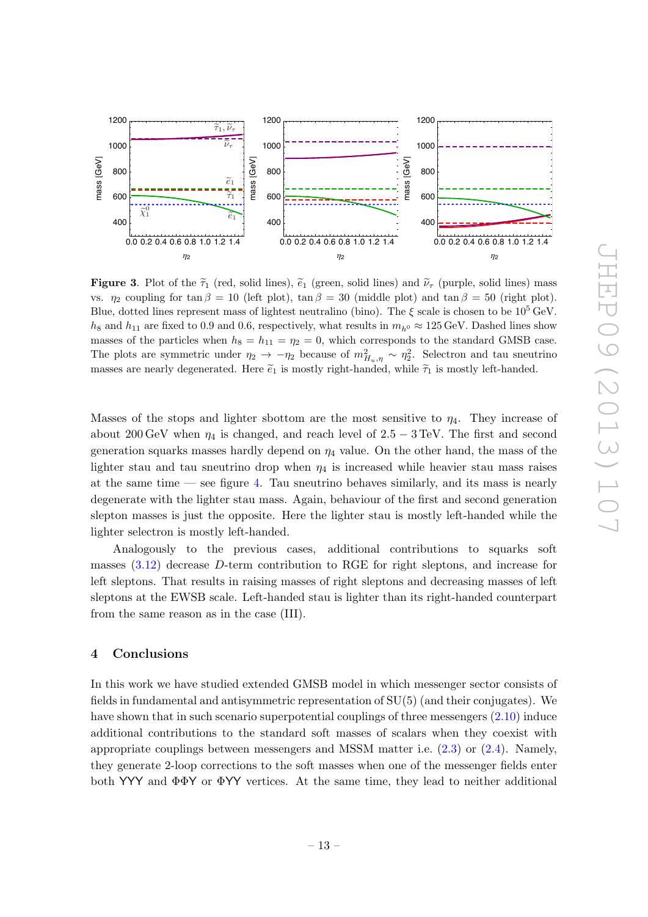**Figure 3.** Plot of the $\widetilde{\tau}_1$ (red, solid lines), $\widetilde{e}_1$ (green, solid lines) and $\widetilde{\nu}_\tau$ (purple, solid lines) mass vs. $\eta_2$ coupling for $\tan\beta = 10$ (left plot), $\tan\beta = 30$ (middle plot) and $\tan\beta = 50$ (right plot). Blue, dotted lines represent mass of lightest neutralino (bino). The $\xi$ scale is chosen to be $10^5$ GeV. $h_8$ and $h_{11}$ are fixed to 0.9 and 0.6, respectively, what results in $m_{h^0} \approx 125$ GeV. Dashed lines show masses of the particles when $h_8 = h_{11} = \eta_2 = 0$, which corresponds to the standard GMSB case. The plots are symmetric under $\eta_2 \to -\eta_2$ because of $m^2_{H_u,\eta} \sim \eta_2^2$. Selectron and tau sneutrino masses are nearly degenerated. Here $\widetilde{e}_1$ is mostly right-handed, while $\widetilde{\tau}_1$ is mostly left-handed.

Masses of the stops and lighter sbottom are the most sensitive to $\eta_4$. They increase of about 200 GeV when $\eta_4$ is changed, and reach level of $2.5 - 3$ TeV. The first and second generation squarks masses hardly depend on $\eta_4$ value. On the other hand, the mass of the lighter stau and tau sneutrino drop when $\eta_4$ is increased while heavier stau mass raises at the same time — see figure 4. Tau sneutrino behaves similarly, and its mass is nearly degenerate with the lighter stau mass. Again, behaviour of the first and second generation slepton masses is just the opposite. Here the lighter stau is mostly left-handed while the lighter selectron is mostly left-handed.

Analogously to the previous cases, additional contributions to squarks soft masses (3.12) decrease $D$-term contribution to RGE for right sleptons, and increase for left sleptons. That results in raising masses of right sleptons and decreasing masses of left sleptons at the EWSB scale. Left-handed stau is lighter than its right-handed counterpart from the same reason as in the case (III).

## 4 Conclusions

In this work we have studied extended GMSB model in which messenger sector consists of fields in fundamental and antisymmetric representation of SU(5) (and their conjugates). We have shown that in such scenario superpotential couplings of three messengers (2.10) induce additional contributions to the standard soft masses of scalars when they coexist with appropriate couplings between messengers and MSSM matter i.e. (2.3) or (2.4). Namely, they generate 2-loop corrections to the soft masses when one of the messenger fields enter both YYY and ΦΦY or ΦYY vertices. At the same time, they lead to neither additional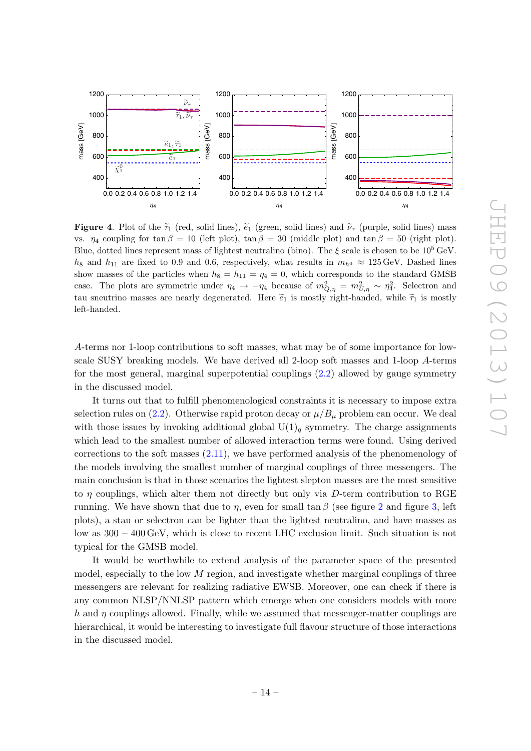**Figure 4**. Plot of the $\widetilde{\tau}_1$ (red, solid lines), $\widetilde{e}_1$ (green, solid lines) and $\widetilde{\nu}_\tau$ (purple, solid lines) mass vs. $\eta_4$ coupling for $\tan\beta = 10$ (left plot), $\tan\beta = 30$ (middle plot) and $\tan\beta = 50$ (right plot). Blue, dotted lines represent mass of lightest neutralino (bino). The $\xi$ scale is chosen to be $10^5$ GeV. $h_8$ and $h_{11}$ are fixed to 0.9 and 0.6, respectively, what results in $m_{h^0} \approx 125$ GeV. Dashed lines show masses of the particles when $h_8 = h_{11} = \eta_4 = 0$, which corresponds to the standard GMSB case. The plots are symmetric under $\eta_4 \to -\eta_4$ because of $m^2_{Q,\eta} = m^2_{U,\eta} \sim \eta_4^2$. Selectron and tau sneutrino masses are nearly degenerated. Here $\widetilde{e}_1$ is mostly right-handed, while $\widetilde{\tau}_1$ is mostly left-handed.

$A$-terms nor 1-loop contributions to soft masses, what may be of some importance for low-scale SUSY breaking models. We have derived all 2-loop soft masses and 1-loop $A$-terms for the most general, marginal superpotential couplings (2.2) allowed by gauge symmetry in the discussed model.

It turns out that to fulfill phenomenological constraints it is necessary to impose extra selection rules on (2.2). Otherwise rapid proton decay or $\mu/B_\mu$ problem can occur. We deal with those issues by invoking additional global $\mathrm{U}(1)_q$ symmetry. The charge assignments which lead to the smallest number of allowed interaction terms were found. Using derived corrections to the soft masses (2.11), we have performed analysis of the phenomenology of the models involving the smallest number of marginal couplings of three messengers. The main conclusion is that in those scenarios the lightest slepton masses are the most sensitive to $\eta$ couplings, which alter them not directly but only via $D$-term contribution to RGE running. We have shown that due to $\eta$, even for small $\tan\beta$ (see figure 2 and figure 3, left plots), a stau or selectron can be lighter than the lightest neutralino, and have masses as low as $300 - 400$ GeV, which is close to recent LHC exclusion limit. Such situation is not typical for the GMSB model.

It would be worthwhile to extend analysis of the parameter space of the presented model, especially to the low $M$ region, and investigate whether marginal couplings of three messengers are relevant for realizing radiative EWSB. Moreover, one can check if there is any common NLSP/NNLSP pattern which emerge when one considers models with more $h$ and $\eta$ couplings allowed. Finally, while we assumed that messenger-matter couplings are hierarchical, it would be interesting to investigate full flavour structure of those interactions in the discussed model.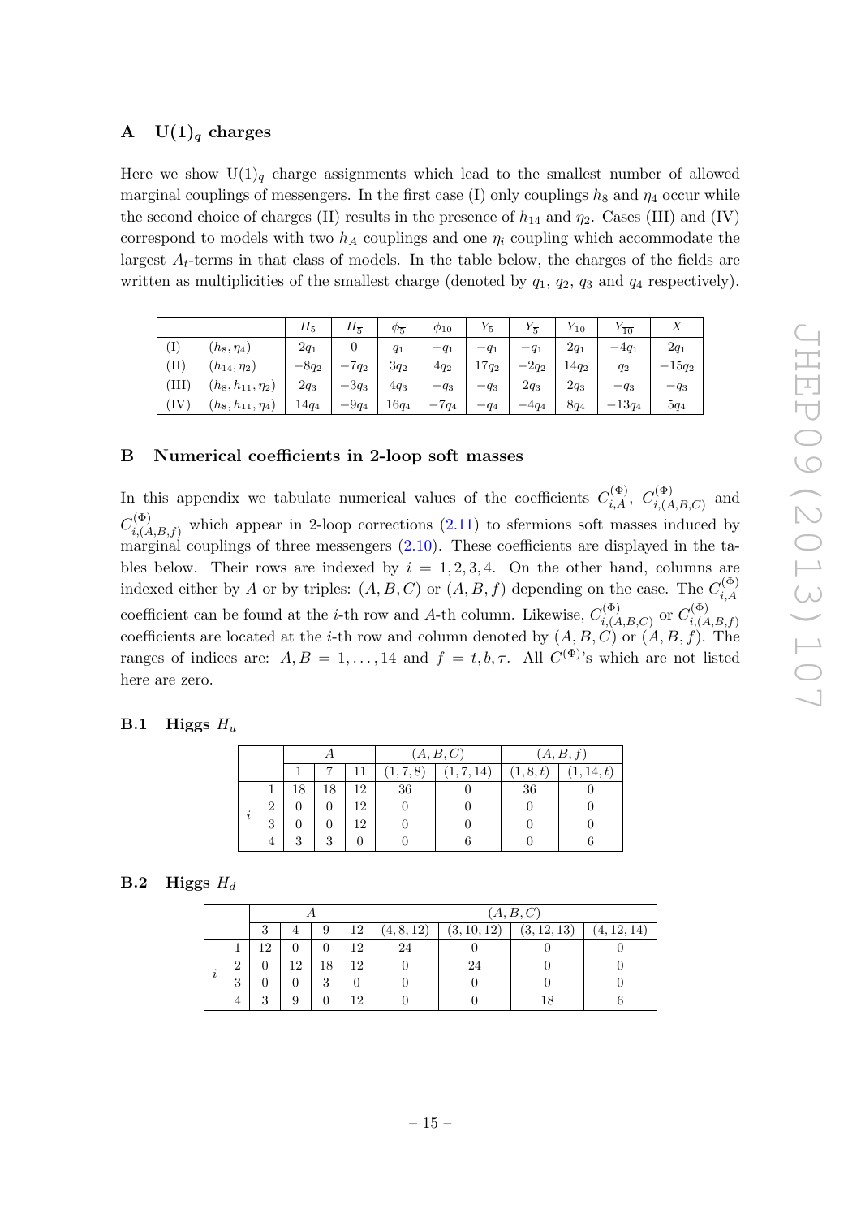## A $U(1)_q$ charges

Here we show $U(1)_q$ charge assignments which lead to the smallest number of allowed marginal couplings of messengers. In the first case (I) only couplings $h_8$ and $\eta_4$ occur while the second choice of charges (II) results in the presence of $h_{14}$ and $\eta_2$. Cases (III) and (IV) correspond to models with two $h_A$ couplings and one $\eta_i$ coupling which accommodate the largest $A_t$-terms in that class of models. In the table below, the charges of the fields are written as multiplicities of the smallest charge (denoted by $q_1$, $q_2$, $q_3$ and $q_4$ respectively).

| | | $H_5$ | $H_{\overline{5}}$ | $\phi_{\overline{5}}$ | $\phi_{10}$ | $Y_5$ | $Y_{\overline{5}}$ | $Y_{10}$ | $Y_{\overline{10}}$ | $X$ |
|---|---|---|---|---|---|---|---|---|---|---|
| (I) | $(h_8, \eta_4)$ | $2q_1$ | $0$ | $q_1$ | $-q_1$ | $-q_1$ | $-q_1$ | $2q_1$ | $-4q_1$ | $2q_1$ |
| (II) | $(h_{14}, \eta_2)$ | $-8q_2$ | $-7q_2$ | $3q_2$ | $4q_2$ | $17q_2$ | $-2q_2$ | $14q_2$ | $q_2$ | $-15q_2$ |
| (III) | $(h_8, h_{11}, \eta_2)$ | $2q_3$ | $-3q_3$ | $4q_3$ | $-q_3$ | $-q_3$ | $2q_3$ | $2q_3$ | $-q_3$ | $-q_3$ |
| (IV) | $(h_8, h_{11}, \eta_4)$ | $14q_4$ | $-9q_4$ | $16q_4$ | $-7q_4$ | $-q_4$ | $-4q_4$ | $8q_4$ | $-13q_4$ | $5q_4$ |

## B Numerical coefficients in 2-loop soft masses

In this appendix we tabulate numerical values of the coefficients $C^{(\Phi)}_{i,A}$, $C^{(\Phi)}_{i,(A,B,C)}$ and $C^{(\Phi)}_{i,(A,B,f)}$ which appear in 2-loop corrections (2.11) to sfermions soft masses induced by marginal couplings of three messengers (2.10). These coefficients are displayed in the tables below. Their rows are indexed by $i = 1, 2, 3, 4$. On the other hand, columns are indexed either by $A$ or by triples: $(A, B, C)$ or $(A, B, f)$ depending on the case. The $C^{(\Phi)}_{i,A}$ coefficient can be found at the $i$-th row and $A$-th column. Likewise, $C^{(\Phi)}_{i,(A,B,C)}$ or $C^{(\Phi)}_{i,(A,B,f)}$ coefficients are located at the $i$-th row and column denoted by $(A, B, C)$ or $(A, B, f)$. The ranges of indices are: $A, B = 1, \ldots, 14$ and $f = t, b, \tau$. All $C^{(\Phi)}$'s which are not listed here are zero.

### B.1 Higgs $H_u$

| | | $A$ | | | $(A,B,C)$ | | $(A,B,f)$ | |
|---|---|---|---|---|---|---|---|---|
| | | 1 | 7 | 11 | $(1,7,8)$ | $(1,7,14)$ | $(1,8,t)$ | $(1,14,t)$ |
| $i$ | 1 | 18 | 18 | 12 | 36 | 0 | 36 | 0 |
| | 2 | 0 | 0 | 12 | 0 | 0 | 0 | 0 |
| | 3 | 0 | 0 | 12 | 0 | 0 | 0 | 0 |
| | 4 | 3 | 3 | 0 | 0 | 6 | 0 | 6 |

### B.2 Higgs $H_d$

| | | $A$ | | | | $(A,B,C)$ | | | |
|---|---|---|---|---|---|---|---|---|---|
| | | 3 | 4 | 9 | 12 | $(4,8,12)$ | $(3,10,12)$ | $(3,12,13)$ | $(4,12,14)$ |
| $i$ | 1 | 12 | 0 | 0 | 12 | 24 | 0 | 0 | 0 |
| | 2 | 0 | 12 | 18 | 12 | 0 | 24 | 0 | 0 |
| | 3 | 0 | 0 | 3 | 0 | 0 | 0 | 0 | 0 |
| | 4 | 3 | 9 | 0 | 12 | 0 | 0 | 18 | 6 |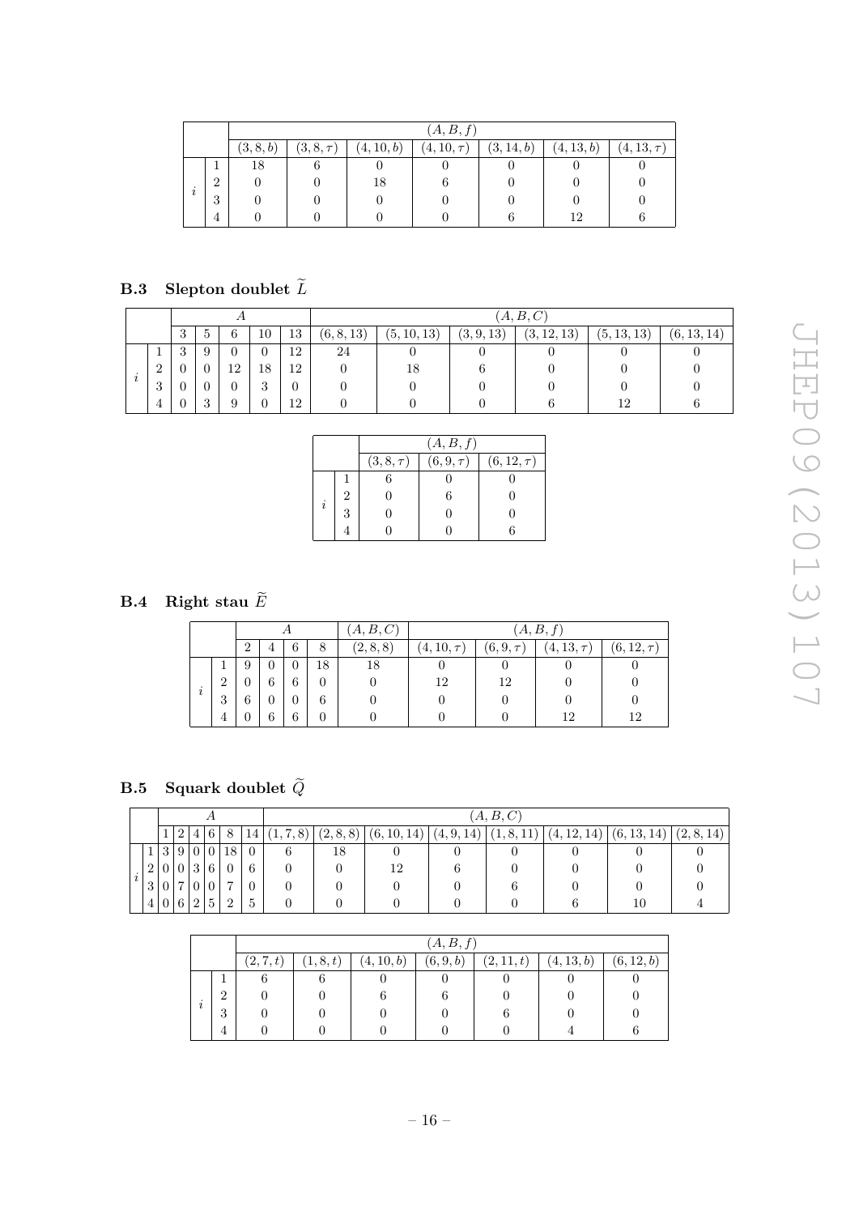| | | $(A,B,f)$ | | | | | | |
|---|---|---|---|---|---|---|---|---|
| | | $(3,8,b)$ | $(3,8,\tau)$ | $(4,10,b)$ | $(4,10,\tau)$ | $(3,14,b)$ | $(4,13,b)$ | $(4,13,\tau)$ |
| $i$ | 1 | 18 | 6 | 0 | 0 | 0 | 0 | 0 |
| | 2 | 0 | 0 | 18 | 6 | 0 | 0 | 0 |
| | 3 | 0 | 0 | 0 | 0 | 0 | 0 | 0 |
| | 4 | 0 | 0 | 0 | 0 | 6 | 12 | 6 |

## B.3 Slepton doublet $\widetilde{L}$

| | | $A$ | | | | | $(A,B,C)$ | | | | | |
|---|---|---|---|---|---|---|---|---|---|---|---|---|
| | | 3 | 5 | 6 | 10 | 13 | $(6,8,13)$ | $(5,10,13)$ | $(3,9,13)$ | $(3,12,13)$ | $(5,13,13)$ | $(6,13,14)$ |
| $i$ | 1 | 3 | 9 | 0 | 0 | 12 | 24 | 0 | 0 | 0 | 0 | 0 |
| | 2 | 0 | 0 | 12 | 18 | 12 | 0 | 18 | 6 | 0 | 0 | 0 |
| | 3 | 0 | 0 | 0 | 3 | 0 | 0 | 0 | 0 | 0 | 0 | 0 |
| | 4 | 0 | 3 | 9 | 0 | 12 | 0 | 0 | 0 | 6 | 12 | 6 |

| | | $(A,B,f)$ | | |
|---|---|---|---|---|
| | | $(3,8,\tau)$ | $(6,9,\tau)$ | $(6,12,\tau)$ |
| $i$ | 1 | 6 | 0 | 0 |
| | 2 | 0 | 6 | 0 |
| | 3 | 0 | 0 | 0 |
| | 4 | 0 | 0 | 6 |

## B.4 Right stau $\widetilde{E}$

| | | $A$ | | | | $(A,B,C)$ | $(A,B,f)$ | | | |
|---|---|---|---|---|---|---|---|---|---|---|
| | | 2 | 4 | 6 | 8 | $(2,8,8)$ | $(4,10,\tau)$ | $(6,9,\tau)$ | $(4,13,\tau)$ | $(6,12,\tau)$ |
| $i$ | 1 | 9 | 0 | 0 | 18 | 18 | 0 | 0 | 0 | 0 |
| | 2 | 0 | 6 | 6 | 0 | 0 | 12 | 12 | 0 | 0 |
| | 3 | 6 | 0 | 0 | 6 | 0 | 0 | 0 | 0 | 0 |
| | 4 | 0 | 6 | 6 | 0 | 0 | 0 | 0 | 12 | 12 |

## B.5 Squark doublet $\widetilde{Q}$

| | | $A$ | | | | | | $(A,B,C)$ | | | | | | | |
|---|---|---|---|---|---|---|---|---|---|---|---|---|---|---|---|
| | | 1 | 2 | 4 | 6 | 8 | 14 | $(1,7,8)$ | $(2,8,8)$ | $(6,10,14)$ | $(4,9,14)$ | $(1,8,11)$ | $(4,12,14)$ | $(6,13,14)$ | $(2,8,14)$ |
| $i$ | 1 | 3 | 9 | 0 | 0 | 18 | 0 | 6 | 18 | 0 | 0 | 0 | 0 | 0 | 0 |
| | 2 | 0 | 0 | 3 | 6 | 0 | 6 | 0 | 0 | 12 | 6 | 0 | 0 | 0 | 0 |
| | 3 | 0 | 7 | 0 | 0 | 7 | 0 | 0 | 0 | 0 | 0 | 6 | 0 | 0 | 0 |
| | 4 | 0 | 6 | 2 | 5 | 2 | 5 | 0 | 0 | 0 | 0 | 0 | 6 | 10 | 4 |

| | | $(A,B,f)$ | | | | | | |
|---|---|---|---|---|---|---|---|---|
| | | $(2,7,t)$ | $(1,8,t)$ | $(4,10,b)$ | $(6,9,b)$ | $(2,11,t)$ | $(4,13,b)$ | $(6,12,b)$ |
| $i$ | 1 | 6 | 6 | 0 | 0 | 0 | 0 | 0 |
| | 2 | 0 | 0 | 6 | 6 | 0 | 0 | 0 |
| | 3 | 0 | 0 | 0 | 0 | 6 | 0 | 0 |
| | 4 | 0 | 0 | 0 | 0 | 0 | 4 | 6 |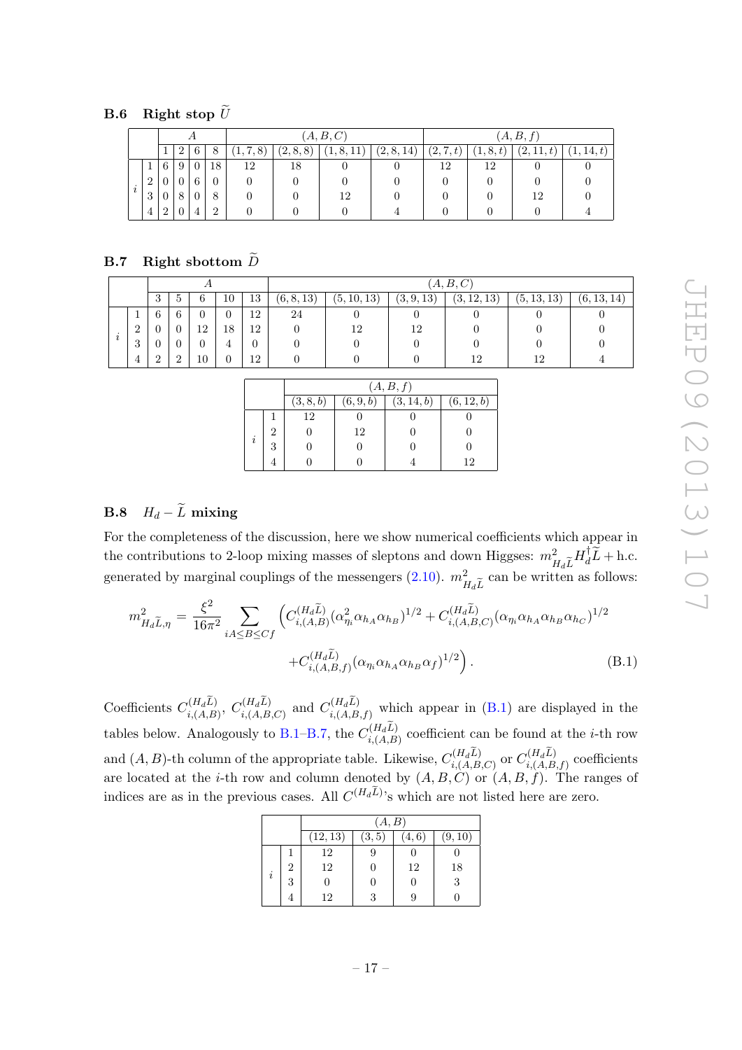### B.6 Right stop $\widetilde{U}$

| | $A$ | | | | $(A,B,C)$ | | | | $(A,B,f)$ | | | |
|---|---|---|---|---|---|---|---|---|---|---|---|---|
| $i$ | 1 | 2 | 6 | 8 | (1, 7, 8) | (2, 8, 8) | (1, 8, 11) | (2, 8, 14) | $(2, 7, t)$ | $(1, 8, t)$ | $(2, 11, t)$ | $(1, 14, t)$ |
| 1 | 6 | 9 | 0 | 18 | 12 | 18 | 0 | 0 | 12 | 12 | 0 | 0 |
| 2 | 0 | 0 | 6 | 0 | 0 | 0 | 0 | 0 | 0 | 0 | 0 | 0 |
| 3 | 0 | 8 | 0 | 8 | 0 | 0 | 12 | 0 | 0 | 0 | 12 | 0 |
| 4 | 2 | 0 | 4 | 2 | 0 | 0 | 0 | 4 | 0 | 0 | 0 | 4 |

### B.7 Right sbottom $\widetilde{D}$

| | $A$ | | | | | $(A,B,C)$ | | | | | |
|---|---|---|---|---|---|---|---|---|---|---|---|
| $i$ | 3 | 5 | 6 | 10 | 13 | (6, 8, 13) | (5, 10, 13) | (3, 9, 13) | (3, 12, 13) | (5, 13, 13) | (6, 13, 14) |
| 1 | 6 | 6 | 0 | 0 | 12 | 24 | 0 | 0 | 0 | 0 | 0 |
| 2 | 0 | 0 | 12 | 18 | 12 | 0 | 12 | 12 | 0 | 0 | 0 |
| 3 | 0 | 0 | 0 | 4 | 0 | 0 | 0 | 0 | 0 | 0 | 0 |
| 4 | 2 | 2 | 10 | 0 | 12 | 0 | 0 | 0 | 12 | 12 | 4 |

| | $(A,B,f)$ | | | |
|---|---|---|---|---|
| $i$ | $(3, 8, b)$ | $(6, 9, b)$ | $(3, 14, b)$ | $(6, 12, b)$ |
| 1 | 12 | 0 | 0 | 0 |
| 2 | 0 | 12 | 0 | 0 |
| 3 | 0 | 0 | 0 | 0 |
| 4 | 0 | 0 | 4 | 12 |

### B.8 $H_d - \widetilde{L}$ mixing

For the completeness of the discussion, here we show numerical coefficients which appear in the contributions to 2-loop mixing masses of sleptons and down Higgses: $m^2_{H_d\widetilde{L}} H_d^\dagger \widetilde{L} + \text{h.c.}$ generated by marginal couplings of the messengers (2.10). $m^2_{H_d\widetilde{L}}$ can be written as follows:

$$m^2_{H_d\widetilde{L},\eta} = \frac{\xi^2}{16\pi^2} \sum_{iA\leq B\leq Cf} \left( C^{(H_d\widetilde{L})}_{i,(A,B)} (\alpha^2_{\eta_i} \alpha_{h_A} \alpha_{h_B})^{1/2} + C^{(H_d\widetilde{L})}_{i,(A,B,C)} (\alpha_{\eta_i} \alpha_{h_A} \alpha_{h_B} \alpha_{h_C})^{1/2} \right.$$
$$\left. + C^{(H_d\widetilde{L})}_{i,(A,B,f)} (\alpha_{\eta_i} \alpha_{h_A} \alpha_{h_B} \alpha_f)^{1/2} \right). \tag{B.1}$$

Coefficients $C^{(H_d\widetilde{L})}_{i,(A,B)}$, $C^{(H_d\widetilde{L})}_{i,(A,B,C)}$ and $C^{(H_d\widetilde{L})}_{i,(A,B,f)}$ which appear in (B.1) are displayed in the tables below. Analogously to B.1–B.7, the $C^{(H_d\widetilde{L})}_{i,(A,B)}$ coefficient can be found at the $i$-th row and $(A,B)$-th column of the appropriate table. Likewise, $C^{(H_d\widetilde{L})}_{i,(A,B,C)}$ or $C^{(H_d\widetilde{L})}_{i,(A,B,f)}$ coefficients are located at the $i$-th row and column denoted by $(A,B,C)$ or $(A,B,f)$. The ranges of indices are as in the previous cases. All $C^{(H_d\widetilde{L})}$'s which are not listed here are zero.

| | $(A,B)$ | | | |
|---|---|---|---|---|
| $i$ | (12, 13) | (3, 5) | (4, 6) | (9, 10) |
| 1 | 12 | 9 | 0 | 0 |
| 2 | 12 | 0 | 12 | 18 |
| 3 | 0 | 0 | 0 | 3 |
| 4 | 12 | 3 | 9 | 0 |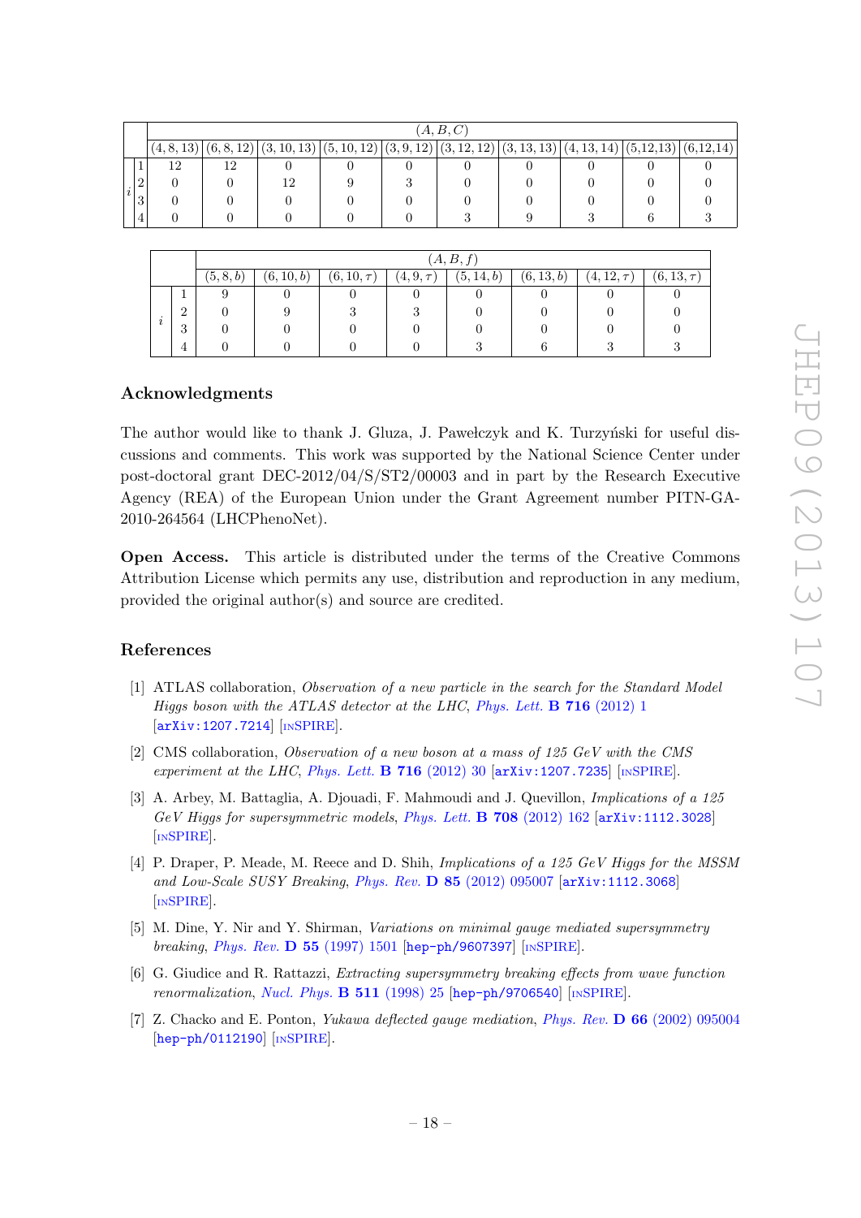| | | $(A,B,C)$ | | | | | | | | | |
|---|---|---|---|---|---|---|---|---|---|---|---|
| | | $(4,8,13)$ | $(6,8,12)$ | $(3,10,13)$ | $(5,10,12)$ | $(3,9,12)$ | $(3,12,12)$ | $(3,13,13)$ | $(4,13,14)$ | $(5,12,13)$ | $(6,12,14)$ |
| $i$ | 1 | 12 | 12 | 0 | 0 | 0 | 0 | 0 | 0 | 0 | 0 |
| | 2 | 0 | 0 | 12 | 9 | 3 | 0 | 0 | 0 | 0 | 0 |
| | 3 | 0 | 0 | 0 | 0 | 0 | 0 | 0 | 0 | 0 | 0 |
| | 4 | 0 | 0 | 0 | 0 | 0 | 3 | 9 | 3 | 6 | 3 |

| | | $(A,B,f)$ | | | | | | | |
|---|---|---|---|---|---|---|---|---|---|
| | | $(5,8,b)$ | $(6,10,b)$ | $(6,10,\tau)$ | $(4,9,\tau)$ | $(5,14,b)$ | $(6,13,b)$ | $(4,12,\tau)$ | $(6,13,\tau)$ |
| $i$ | 1 | 9 | 0 | 0 | 0 | 0 | 0 | 0 | 0 |
| | 2 | 0 | 9 | 3 | 3 | 0 | 0 | 0 | 0 |
| | 3 | 0 | 0 | 0 | 0 | 0 | 0 | 0 | 0 |
| | 4 | 0 | 0 | 0 | 0 | 3 | 6 | 3 | 3 |

## Acknowledgments

The author would like to thank J. Gluza, J. Pawełczyk and K. Turzyński for useful discussions and comments. This work was supported by the National Science Center under post-doctoral grant DEC-2012/04/S/ST2/00003 and in part by the Research Executive Agency (REA) of the European Union under the Grant Agreement number PITN-GA-2010-264564 (LHCPhenoNet).

**Open Access.** This article is distributed under the terms of the Creative Commons Attribution License which permits any use, distribution and reproduction in any medium, provided the original author(s) and source are credited.

## References

[1] ATLAS collaboration, *Observation of a new particle in the search for the Standard Model Higgs boson with the ATLAS detector at the LHC*, *Phys. Lett.* **B 716** (2012) 1 [arXiv:1207.7214] [INSPIRE].

[2] CMS collaboration, *Observation of a new boson at a mass of 125 GeV with the CMS experiment at the LHC*, *Phys. Lett.* **B 716** (2012) 30 [arXiv:1207.7235] [INSPIRE].

[3] A. Arbey, M. Battaglia, A. Djouadi, F. Mahmoudi and J. Quevillon, *Implications of a 125 GeV Higgs for supersymmetric models*, *Phys. Lett.* **B 708** (2012) 162 [arXiv:1112.3028] [INSPIRE].

[4] P. Draper, P. Meade, M. Reece and D. Shih, *Implications of a 125 GeV Higgs for the MSSM and Low-Scale SUSY Breaking*, *Phys. Rev.* **D 85** (2012) 095007 [arXiv:1112.3068] [INSPIRE].

[5] M. Dine, Y. Nir and Y. Shirman, *Variations on minimal gauge mediated supersymmetry breaking*, *Phys. Rev.* **D 55** (1997) 1501 [hep-ph/9607397] [INSPIRE].

[6] G. Giudice and R. Rattazzi, *Extracting supersymmetry breaking effects from wave function renormalization*, *Nucl. Phys.* **B 511** (1998) 25 [hep-ph/9706540] [INSPIRE].

[7] Z. Chacko and E. Ponton, *Yukawa deflected gauge mediation*, *Phys. Rev.* **D 66** (2002) 095004 [hep-ph/0112190] [INSPIRE].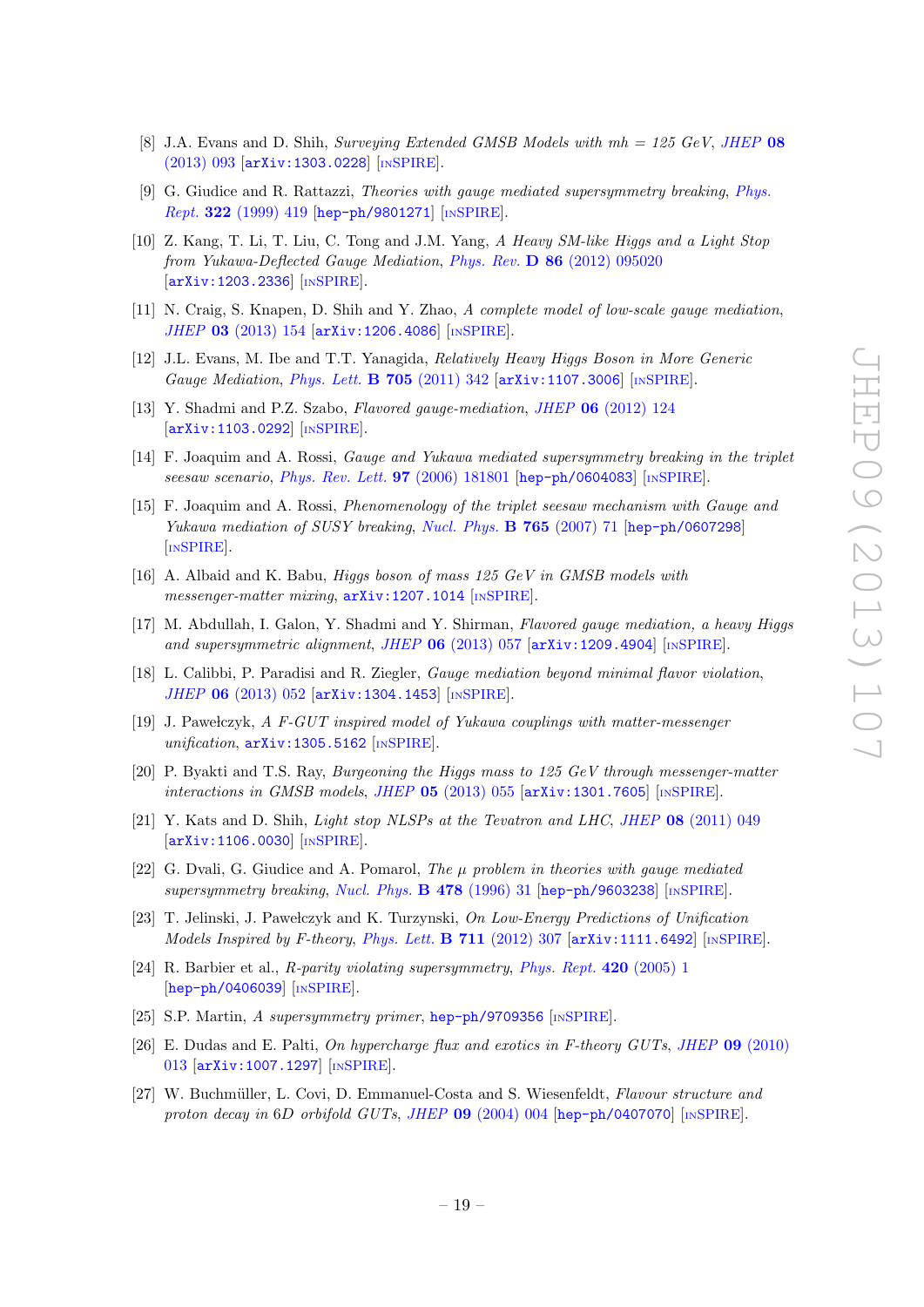- [8] J.A. Evans and D. Shih, *Surveying Extended GMSB Models with mh = 125 GeV*, *JHEP* **08** (2013) 093 [arXiv:1303.0228] [INSPIRE].
- [9] G. Giudice and R. Rattazzi, *Theories with gauge mediated supersymmetry breaking*, *Phys. Rept.* **322** (1999) 419 [hep-ph/9801271] [INSPIRE].
- [10] Z. Kang, T. Li, T. Liu, C. Tong and J.M. Yang, *A Heavy SM-like Higgs and a Light Stop from Yukawa-Deflected Gauge Mediation*, *Phys. Rev.* **D 86** (2012) 095020 [arXiv:1203.2336] [INSPIRE].
- [11] N. Craig, S. Knapen, D. Shih and Y. Zhao, *A complete model of low-scale gauge mediation*, *JHEP* **03** (2013) 154 [arXiv:1206.4086] [INSPIRE].
- [12] J.L. Evans, M. Ibe and T.T. Yanagida, *Relatively Heavy Higgs Boson in More Generic Gauge Mediation*, *Phys. Lett.* **B 705** (2011) 342 [arXiv:1107.3006] [INSPIRE].
- [13] Y. Shadmi and P.Z. Szabo, *Flavored gauge-mediation*, *JHEP* **06** (2012) 124 [arXiv:1103.0292] [INSPIRE].
- [14] F. Joaquim and A. Rossi, *Gauge and Yukawa mediated supersymmetry breaking in the triplet seesaw scenario*, *Phys. Rev. Lett.* **97** (2006) 181801 [hep-ph/0604083] [INSPIRE].
- [15] F. Joaquim and A. Rossi, *Phenomenology of the triplet seesaw mechanism with Gauge and Yukawa mediation of SUSY breaking*, *Nucl. Phys.* **B 765** (2007) 71 [hep-ph/0607298] [INSPIRE].
- [16] A. Albaid and K. Babu, *Higgs boson of mass 125 GeV in GMSB models with messenger-matter mixing*, arXiv:1207.1014 [INSPIRE].
- [17] M. Abdullah, I. Galon, Y. Shadmi and Y. Shirman, *Flavored gauge mediation, a heavy Higgs and supersymmetric alignment*, *JHEP* **06** (2013) 057 [arXiv:1209.4904] [INSPIRE].
- [18] L. Calibbi, P. Paradisi and R. Ziegler, *Gauge mediation beyond minimal flavor violation*, *JHEP* **06** (2013) 052 [arXiv:1304.1453] [INSPIRE].
- [19] J. Pawełczyk, *A F-GUT inspired model of Yukawa couplings with matter-messenger unification*, arXiv:1305.5162 [INSPIRE].
- [20] P. Byakti and T.S. Ray, *Burgeoning the Higgs mass to 125 GeV through messenger-matter interactions in GMSB models*, *JHEP* **05** (2013) 055 [arXiv:1301.7605] [INSPIRE].
- [21] Y. Kats and D. Shih, *Light stop NLSPs at the Tevatron and LHC*, *JHEP* **08** (2011) 049 [arXiv:1106.0030] [INSPIRE].
- [22] G. Dvali, G. Giudice and A. Pomarol, *The $\mu$ problem in theories with gauge mediated supersymmetry breaking*, *Nucl. Phys.* **B 478** (1996) 31 [hep-ph/9603238] [INSPIRE].
- [23] T. Jelinski, J. Pawełczyk and K. Turzynski, *On Low-Energy Predictions of Unification Models Inspired by F-theory*, *Phys. Lett.* **B 711** (2012) 307 [arXiv:1111.6492] [INSPIRE].
- [24] R. Barbier et al., *R-parity violating supersymmetry*, *Phys. Rept.* **420** (2005) 1 [hep-ph/0406039] [INSPIRE].
- [25] S.P. Martin, *A supersymmetry primer*, hep-ph/9709356 [INSPIRE].
- [26] E. Dudas and E. Palti, *On hypercharge flux and exotics in F-theory GUTs*, *JHEP* **09** (2010) 013 [arXiv:1007.1297] [INSPIRE].
- [27] W. Buchmüller, L. Covi, D. Emmanuel-Costa and S. Wiesenfeldt, *Flavour structure and proton decay in 6D orbifold GUTs*, *JHEP* **09** (2004) 004 [hep-ph/0407070] [INSPIRE].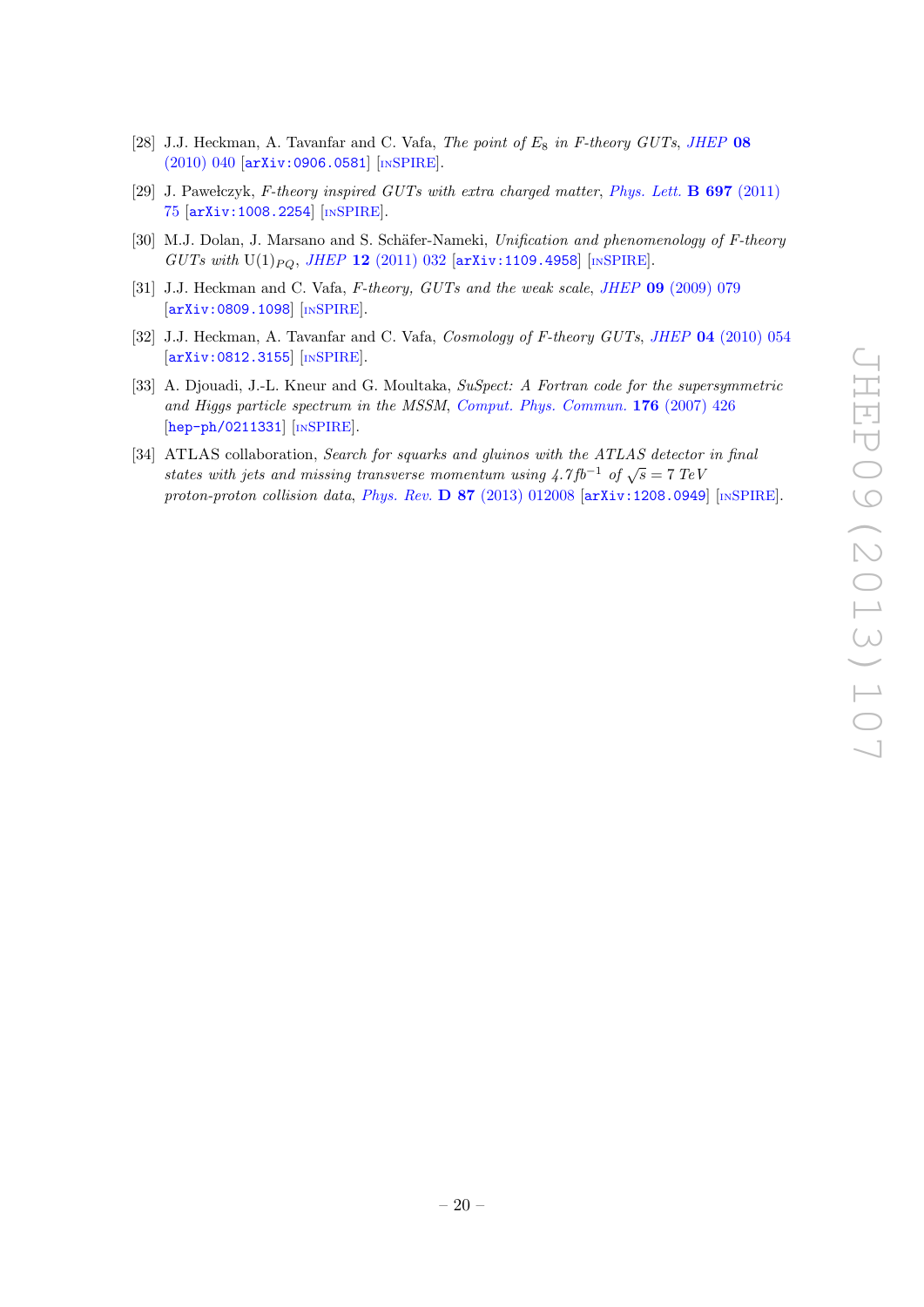[28] J.J. Heckman, A. Tavanfar and C. Vafa, *The point of $E_8$ in F-theory GUTs*, *JHEP* **08** (2010) 040 [arXiv:0906.0581] [INSPIRE].

[29] J. Pawełczyk, *F-theory inspired GUTs with extra charged matter*, *Phys. Lett.* **B 697** (2011) 75 [arXiv:1008.2254] [INSPIRE].

[30] M.J. Dolan, J. Marsano and S. Schäfer-Nameki, *Unification and phenomenology of F-theory GUTs with* $\mathrm{U}(1)_{PQ}$, *JHEP* **12** (2011) 032 [arXiv:1109.4958] [INSPIRE].

[31] J.J. Heckman and C. Vafa, *F-theory, GUTs and the weak scale*, *JHEP* **09** (2009) 079 [arXiv:0809.1098] [INSPIRE].

[32] J.J. Heckman, A. Tavanfar and C. Vafa, *Cosmology of F-theory GUTs*, *JHEP* **04** (2010) 054 [arXiv:0812.3155] [INSPIRE].

[33] A. Djouadi, J.-L. Kneur and G. Moultaka, *SuSpect: A Fortran code for the supersymmetric and Higgs particle spectrum in the MSSM*, *Comput. Phys. Commun.* **176** (2007) 426 [hep-ph/0211331] [INSPIRE].

[34] ATLAS collaboration, *Search for squarks and gluinos with the ATLAS detector in final states with jets and missing transverse momentum using $4.7 fb^{-1}$ of $\sqrt{s} = 7$ TeV proton-proton collision data*, *Phys. Rev.* **D 87** (2013) 012008 [arXiv:1208.0949] [INSPIRE].